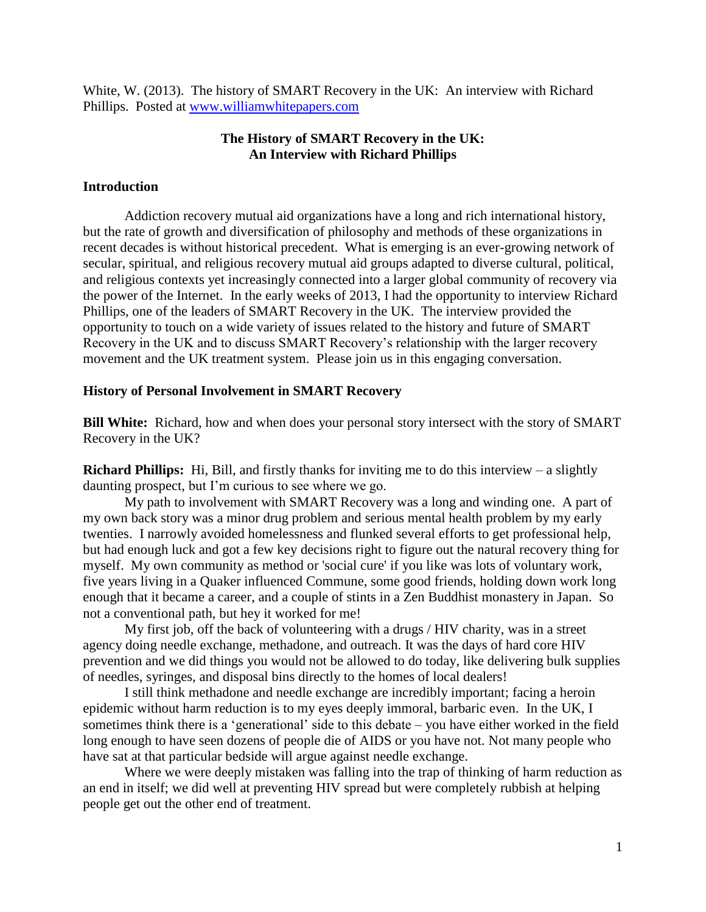White, W. (2013). The history of SMART Recovery in the UK: An interview with Richard Phillips. Posted at [www.williamwhitepapers.com](http://www.williamwhitepapers.com)

# The History of SMART Recovery in the UK: An Interview with Richard Phillips

## Introduction

Addiction recovery mutual aid organizations have a long and rich international history, but the rate of growth and diversification of philosophy and methods of these organizations in recent decades is without historical precedent. What is emerging is an ever-growing network of secular, spiritual, and religious recovery mutual aid groups adapted to diverse cultural, political, and religious contexts yet increasingly connected into a larger global community of recovery via the power of the Internet. In the early weeks of 2013, I had the opportunity to interview Richard Phillips, one of the leaders of SMART Recovery in the UK. The interview provided the opportunity to touch on a wide variety of issues related to the history and future of SMART Recovery in the UK and to discuss SMART Recovery's relationship with the larger recovery movement and the UK treatment system. Please join us in this engaging conversation.

## History of Personal Involvement in SMART Recovery

**Bill White:** Richard, how and when does your personal story intersect with the story of SMART Recovery in the UK?

**Richard Phillips:** Hi, Bill, and firstly thanks for inviting me to do this interview – a slightly daunting prospect, but I'm curious to see where we go.

My path to involvement with SMART Recovery was a long and winding one. A part of my own back story was a minor drug problem and serious mental health problem by my early twenties. I narrowly avoided homelessness and flunked several efforts to get professional help, but had enough luck and got a few key decisions right to figure out the natural recovery thing for myself. My own community as method or 'social cure' if you like was lots of voluntary work, five years living in a Quaker influenced Commune, some good friends, holding down work long enough that it became a career, and a couple of stints in a Zen Buddhist monastery in Japan. So not a conventional path, but hey it worked for me!

My first job, off the back of volunteering with a drugs / HIV charity, was in a street agency doing needle exchange, methadone, and outreach. It was the days of hard core HIV prevention and we did things you would not be allowed to do today, like delivering bulk supplies of needles, syringes, and disposal bins directly to the homes of local dealers!

I still think methadone and needle exchange are incredibly important; facing a heroin epidemic without harm reduction is to my eyes deeply immoral, barbaric even. In the UK, I sometimes think there is a 'generational' side to this debate – you have either worked in the field long enough to have seen dozens of people die of AIDS or you have not. Not many people who have sat at that particular bedside will argue against needle exchange.

Where we were deeply mistaken was falling into the trap of thinking of harm reduction as an end in itself; we did well at preventing HIV spread but were completely rubbish at helping people get out the other end of treatment.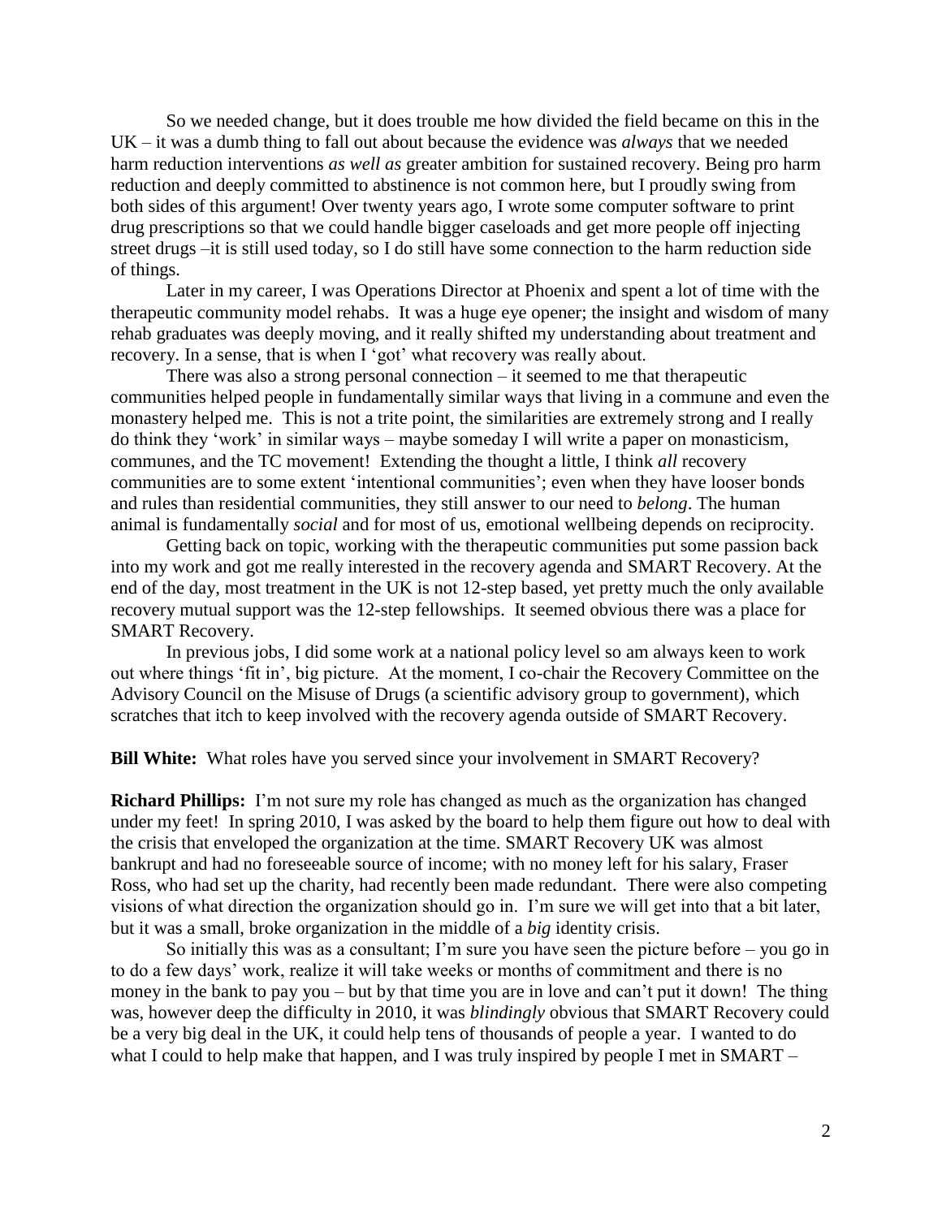So we needed change, but it does trouble me how divided the field became on this in the UK – it was a dumb thing to fall out about because the evidence was *always* that we needed harm reduction interventions *as well as* greater ambition for sustained recovery. Being pro harm reduction and deeply committed to abstinence is not common here, but I proudly swing from both sides of this argument! Over twenty years ago, I wrote some computer software to print drug prescriptions so that we could handle bigger caseloads and get more people off injecting street drugs –it is still used today, so I do still have some connection to the harm reduction side of things.

Later in my career, I was Operations Director at Phoenix and spent a lot of time with the therapeutic community model rehabs. It was a huge eye opener; the insight and wisdom of many rehab graduates was deeply moving, and it really shifted my understanding about treatment and recovery. In a sense, that is when I 'got' what recovery was really about.

There was also a strong personal connection – it seemed to me that therapeutic communities helped people in fundamentally similar ways that living in a commune and even the monastery helped me. This is not a trite point, the similarities are extremely strong and I really do think they 'work' in similar ways – maybe someday I will write a paper on monasticism, communes, and the TC movement! Extending the thought a little, I think *all* recovery communities are to some extent 'intentional communities'; even when they have looser bonds and rules than residential communities, they still answer to our need to *belong*. The human animal is fundamentally *social* and for most of us, emotional wellbeing depends on reciprocity.

Getting back on topic, working with the therapeutic communities put some passion back into my work and got me really interested in the recovery agenda and SMART Recovery. At the end of the day, most treatment in the UK is not 12-step based, yet pretty much the only available recovery mutual support was the 12-step fellowships. It seemed obvious there was a place for SMART Recovery.

In previous jobs, I did some work at a national policy level so am always keen to work out where things 'fit in', big picture. At the moment, I co-chair the Recovery Committee on the Advisory Council on the Misuse of Drugs (a scientific advisory group to government), which scratches that itch to keep involved with the recovery agenda outside of SMART Recovery.

**Bill White:** What roles have you served since your involvement in SMART Recovery?

**Richard Phillips:** I'm not sure my role has changed as much as the organization has changed under my feet! In spring 2010, I was asked by the board to help them figure out how to deal with the crisis that enveloped the organization at the time. SMART Recovery UK was almost bankrupt and had no foreseeable source of income; with no money left for his salary, Fraser Ross, who had set up the charity, had recently been made redundant. There were also competing visions of what direction the organization should go in. I'm sure we will get into that a bit later, but it was a small, broke organization in the middle of a *big* identity crisis.

So initially this was as a consultant; I'm sure you have seen the picture before – you go in to do a few days' work, realize it will take weeks or months of commitment and there is no money in the bank to pay you – but by that time you are in love and can't put it down! The thing was, however deep the difficulty in 2010, it was *blindingly* obvious that SMART Recovery could be a very big deal in the UK, it could help tens of thousands of people a year. I wanted to do what I could to help make that happen, and I was truly inspired by people I met in SMART –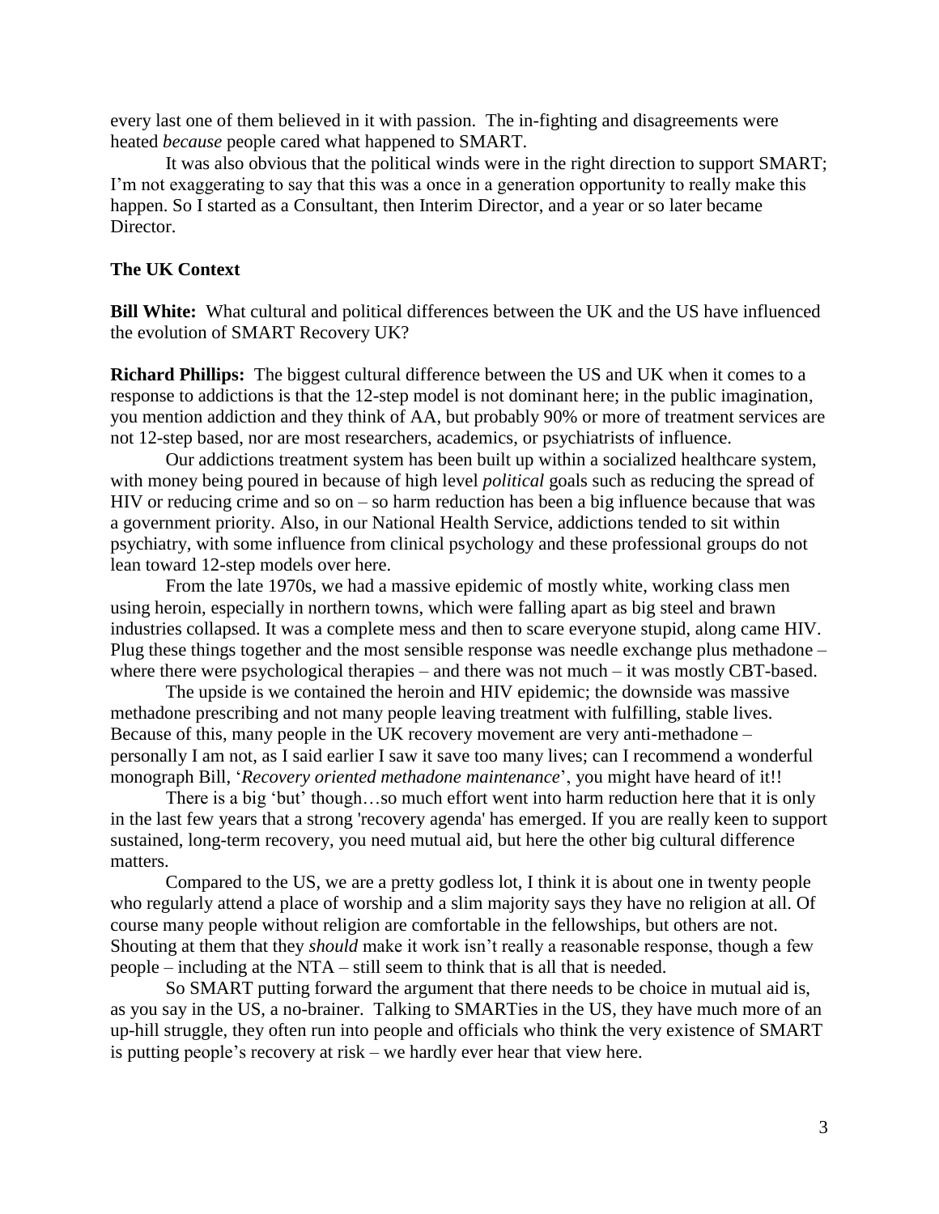every last one of them believed in it with passion. The in-fighting and disagreements were heated *because* people cared what happened to SMART.

It was also obvious that the political winds were in the right direction to support SMART; I'm not exaggerating to say that this was a once in a generation opportunity to really make this happen. So I started as a Consultant, then Interim Director, and a year or so later became Director.

## The UK Context

**Bill White:** What cultural and political differences between the UK and the US have influenced the evolution of SMART Recovery UK?

**Richard Phillips:** The biggest cultural difference between the US and UK when it comes to a response to addictions is that the 12-step model is not dominant here; in the public imagination, you mention addiction and they think of AA, but probably 90% or more of treatment services are not 12-step based, nor are most researchers, academics, or psychiatrists of influence.

Our addictions treatment system has been built up within a socialized healthcare system, with money being poured in because of high level *political* goals such as reducing the spread of HIV or reducing crime and so on – so harm reduction has been a big influence because that was a government priority. Also, in our National Health Service, addictions tended to sit within psychiatry, with some influence from clinical psychology and these professional groups do not lean toward 12-step models over here.

From the late 1970s, we had a massive epidemic of mostly white, working class men using heroin, especially in northern towns, which were falling apart as big steel and brawn industries collapsed. It was a complete mess and then to scare everyone stupid, along came HIV. Plug these things together and the most sensible response was needle exchange plus methadone – where there were psychological therapies – and there was not much – it was mostly CBT-based.

The upside is we contained the heroin and HIV epidemic; the downside was massive methadone prescribing and not many people leaving treatment with fulfilling, stable lives. Because of this, many people in the UK recovery movement are very anti-methadone – personally I am not, as I said earlier I saw it save too many lives; can I recommend a wonderful monograph Bill, '*Recovery oriented methadone maintenance*', you might have heard of it!!

There is a big 'but' though…so much effort went into harm reduction here that it is only in the last few years that a strong 'recovery agenda' has emerged. If you are really keen to support sustained, long-term recovery, you need mutual aid, but here the other big cultural difference matters.

Compared to the US, we are a pretty godless lot, I think it is about one in twenty people who regularly attend a place of worship and a slim majority says they have no religion at all. Of course many people without religion are comfortable in the fellowships, but others are not. Shouting at them that they *should* make it work isn't really a reasonable response, though a few people – including at the NTA – still seem to think that is all that is needed.

So SMART putting forward the argument that there needs to be choice in mutual aid is, as you say in the US, a no-brainer. Talking to SMARTies in the US, they have much more of an up-hill struggle, they often run into people and officials who think the very existence of SMART is putting people's recovery at risk – we hardly ever hear that view here.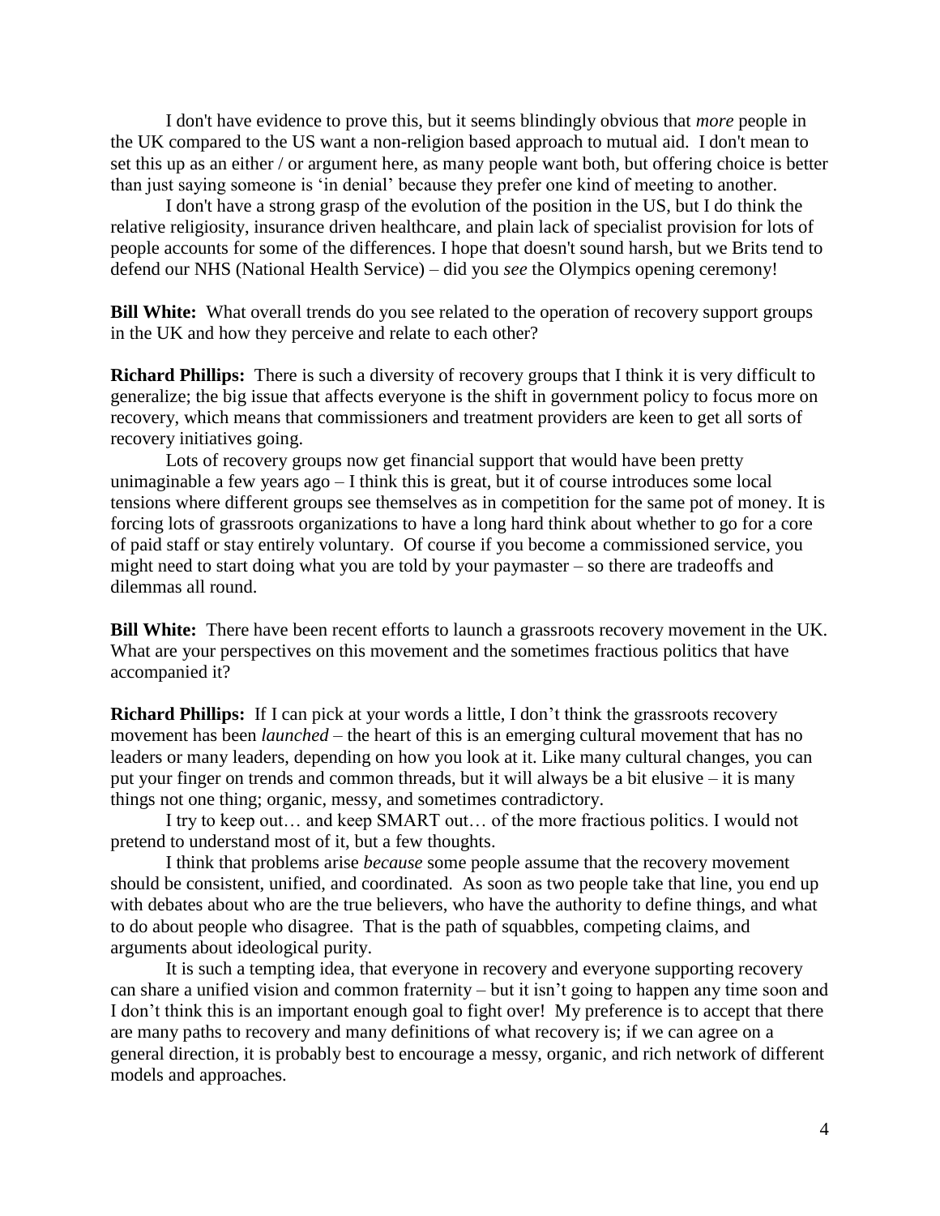I don't have evidence to prove this, but it seems blindingly obvious that *more* people in the UK compared to the US want a non-religion based approach to mutual aid. I don't mean to set this up as an either / or argument here, as many people want both, but offering choice is better than just saying someone is 'in denial' because they prefer one kind of meeting to another.

I don't have a strong grasp of the evolution of the position in the US, but I do think the relative religiosity, insurance driven healthcare, and plain lack of specialist provision for lots of people accounts for some of the differences. I hope that doesn't sound harsh, but we Brits tend to defend our NHS (National Health Service) – did you *see* the Olympics opening ceremony!

**Bill White:** What overall trends do you see related to the operation of recovery support groups in the UK and how they perceive and relate to each other?

**Richard Phillips:** There is such a diversity of recovery groups that I think it is very difficult to generalize; the big issue that affects everyone is the shift in government policy to focus more on recovery, which means that commissioners and treatment providers are keen to get all sorts of recovery initiatives going.

Lots of recovery groups now get financial support that would have been pretty unimaginable a few years ago – I think this is great, but it of course introduces some local tensions where different groups see themselves as in competition for the same pot of money. It is forcing lots of grassroots organizations to have a long hard think about whether to go for a core of paid staff or stay entirely voluntary. Of course if you become a commissioned service, you might need to start doing what you are told by your paymaster – so there are tradeoffs and dilemmas all round.

**Bill White:** There have been recent efforts to launch a grassroots recovery movement in the UK. What are your perspectives on this movement and the sometimes fractious politics that have accompanied it?

**Richard Phillips:** If I can pick at your words a little, I don't think the grassroots recovery movement has been *launched* – the heart of this is an emerging cultural movement that has no leaders or many leaders, depending on how you look at it. Like many cultural changes, you can put your finger on trends and common threads, but it will always be a bit elusive – it is many things not one thing; organic, messy, and sometimes contradictory.

I try to keep out… and keep SMART out… of the more fractious politics. I would not pretend to understand most of it, but a few thoughts.

I think that problems arise *because* some people assume that the recovery movement should be consistent, unified, and coordinated. As soon as two people take that line, you end up with debates about who are the true believers, who have the authority to define things, and what to do about people who disagree. That is the path of squabbles, competing claims, and arguments about ideological purity.

It is such a tempting idea, that everyone in recovery and everyone supporting recovery can share a unified vision and common fraternity – but it isn't going to happen any time soon and I don't think this is an important enough goal to fight over! My preference is to accept that there are many paths to recovery and many definitions of what recovery is; if we can agree on a general direction, it is probably best to encourage a messy, organic, and rich network of different models and approaches.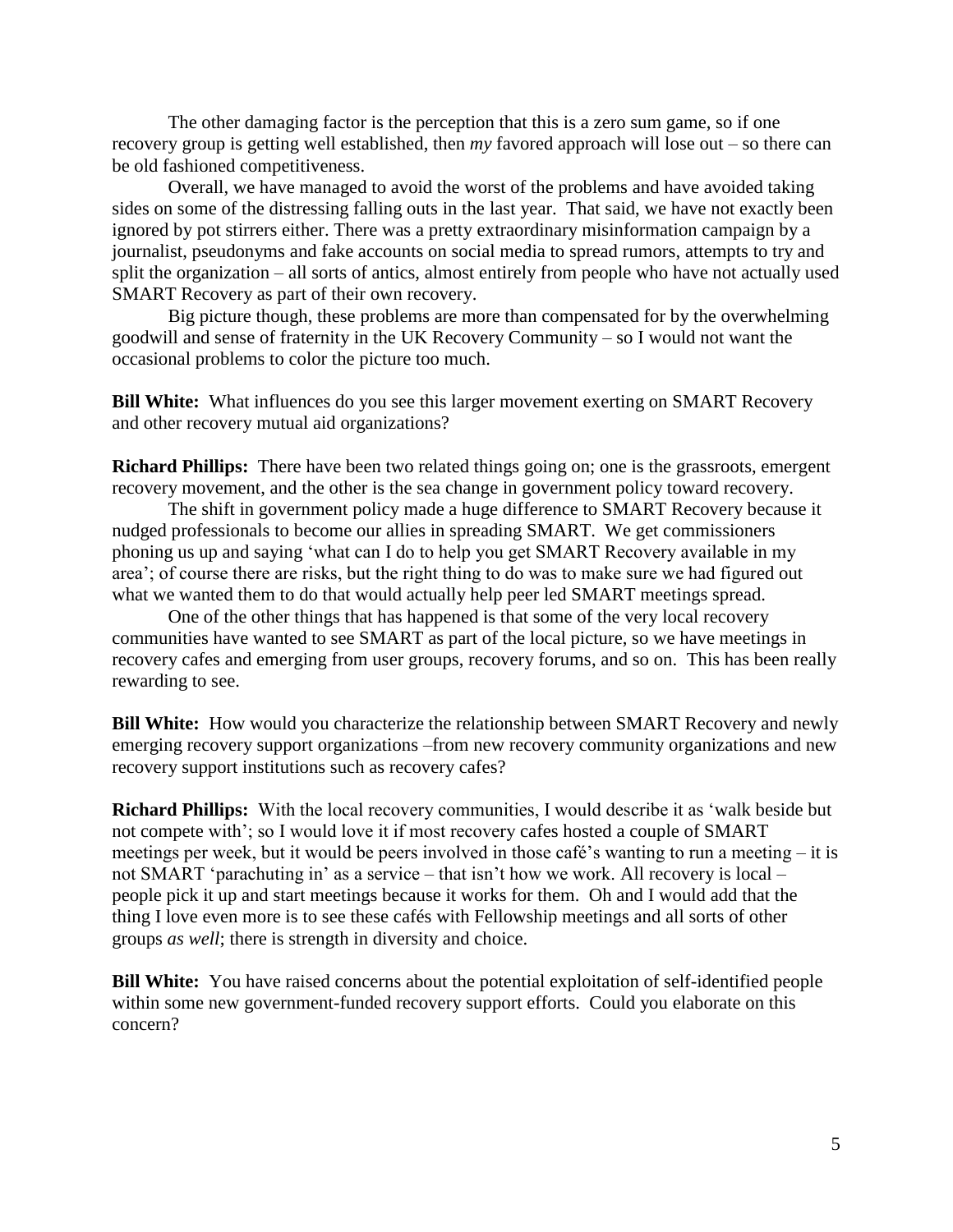The other damaging factor is the perception that this is a zero sum game, so if one recovery group is getting well established, then *my* favored approach will lose out – so there can be old fashioned competitiveness.

Overall, we have managed to avoid the worst of the problems and have avoided taking sides on some of the distressing falling outs in the last year. That said, we have not exactly been ignored by pot stirrers either. There was a pretty extraordinary misinformation campaign by a journalist, pseudonyms and fake accounts on social media to spread rumors, attempts to try and split the organization – all sorts of antics, almost entirely from people who have not actually used SMART Recovery as part of their own recovery.

Big picture though, these problems are more than compensated for by the overwhelming goodwill and sense of fraternity in the UK Recovery Community – so I would not want the occasional problems to color the picture too much.

**Bill White:** What influences do you see this larger movement exerting on SMART Recovery and other recovery mutual aid organizations?

**Richard Phillips:** There have been two related things going on; one is the grassroots, emergent recovery movement, and the other is the sea change in government policy toward recovery.

The shift in government policy made a huge difference to SMART Recovery because it nudged professionals to become our allies in spreading SMART. We get commissioners phoning us up and saying 'what can I do to help you get SMART Recovery available in my area'; of course there are risks, but the right thing to do was to make sure we had figured out what we wanted them to do that would actually help peer led SMART meetings spread.

One of the other things that has happened is that some of the very local recovery communities have wanted to see SMART as part of the local picture, so we have meetings in recovery cafes and emerging from user groups, recovery forums, and so on. This has been really rewarding to see.

**Bill White:** How would you characterize the relationship between SMART Recovery and newly emerging recovery support organizations –from new recovery community organizations and new recovery support institutions such as recovery cafes?

**Richard Phillips:** With the local recovery communities, I would describe it as 'walk beside but not compete with'; so I would love it if most recovery cafes hosted a couple of SMART meetings per week, but it would be peers involved in those café's wanting to run a meeting – it is not SMART 'parachuting in' as a service – that isn't how we work. All recovery is local – people pick it up and start meetings because it works for them. Oh and I would add that the thing I love even more is to see these cafés with Fellowship meetings and all sorts of other groups *as well*; there is strength in diversity and choice.

**Bill White:** You have raised concerns about the potential exploitation of self-identified people within some new government-funded recovery support efforts. Could you elaborate on this concern?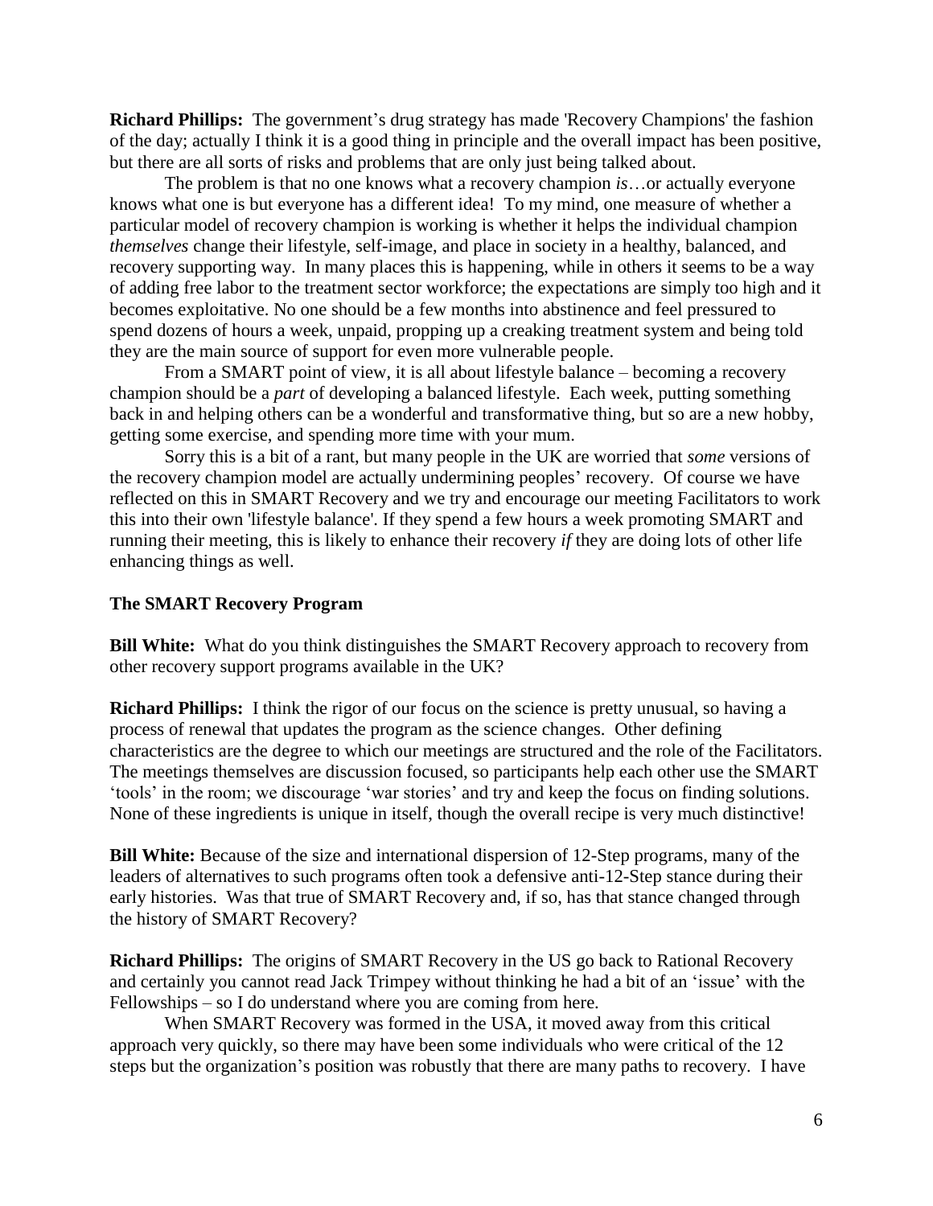**Richard Phillips:** The government's drug strategy has made 'Recovery Champions' the fashion of the day; actually I think it is a good thing in principle and the overall impact has been positive, but there are all sorts of risks and problems that are only just being talked about.

The problem is that no one knows what a recovery champion *is*…or actually everyone knows what one is but everyone has a different idea! To my mind, one measure of whether a particular model of recovery champion is working is whether it helps the individual champion *themselves* change their lifestyle, self-image, and place in society in a healthy, balanced, and recovery supporting way. In many places this is happening, while in others it seems to be a way of adding free labor to the treatment sector workforce; the expectations are simply too high and it becomes exploitative. No one should be a few months into abstinence and feel pressured to spend dozens of hours a week, unpaid, propping up a creaking treatment system and being told they are the main source of support for even more vulnerable people.

From a SMART point of view, it is all about lifestyle balance – becoming a recovery champion should be a *part* of developing a balanced lifestyle. Each week, putting something back in and helping others can be a wonderful and transformative thing, but so are a new hobby, getting some exercise, and spending more time with your mum.

Sorry this is a bit of a rant, but many people in the UK are worried that *some* versions of the recovery champion model are actually undermining peoples' recovery. Of course we have reflected on this in SMART Recovery and we try and encourage our meeting Facilitators to work this into their own 'lifestyle balance'. If they spend a few hours a week promoting SMART and running their meeting, this is likely to enhance their recovery *if* they are doing lots of other life enhancing things as well.

### The SMART Recovery Program

**Bill White:** What do you think distinguishes the SMART Recovery approach to recovery from other recovery support programs available in the UK?

**Richard Phillips:** I think the rigor of our focus on the science is pretty unusual, so having a process of renewal that updates the program as the science changes. Other defining characteristics are the degree to which our meetings are structured and the role of the Facilitators. The meetings themselves are discussion focused, so participants help each other use the SMART 'tools' in the room; we discourage 'war stories' and try and keep the focus on finding solutions. None of these ingredients is unique in itself, though the overall recipe is very much distinctive!

**Bill White:** Because of the size and international dispersion of 12-Step programs, many of the leaders of alternatives to such programs often took a defensive anti-12-Step stance during their early histories. Was that true of SMART Recovery and, if so, has that stance changed through the history of SMART Recovery?

**Richard Phillips:** The origins of SMART Recovery in the US go back to Rational Recovery and certainly you cannot read Jack Trimpey without thinking he had a bit of an 'issue' with the Fellowships – so I do understand where you are coming from here.

When SMART Recovery was formed in the USA, it moved away from this critical approach very quickly, so there may have been some individuals who were critical of the 12 steps but the organization's position was robustly that there are many paths to recovery. I have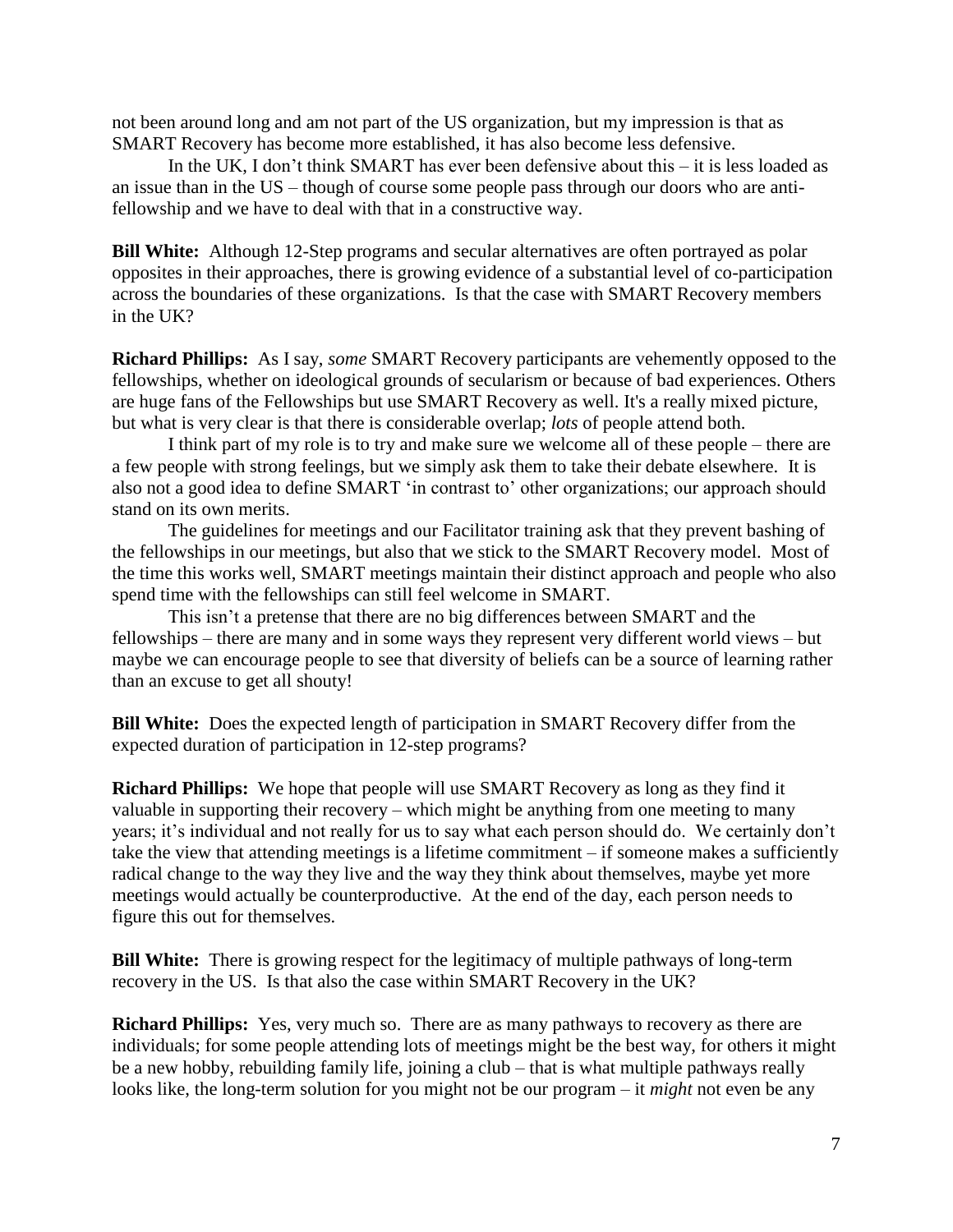not been around long and am not part of the US organization, but my impression is that as SMART Recovery has become more established, it has also become less defensive.

In the UK, I don't think SMART has ever been defensive about this – it is less loaded as an issue than in the US – though of course some people pass through our doors who are anti-fellowship and we have to deal with that in a constructive way.

**Bill White:** Although 12-Step programs and secular alternatives are often portrayed as polar opposites in their approaches, there is growing evidence of a substantial level of co-participation across the boundaries of these organizations. Is that the case with SMART Recovery members in the UK?

**Richard Phillips:** As I say, *some* SMART Recovery participants are vehemently opposed to the fellowships, whether on ideological grounds of secularism or because of bad experiences. Others are huge fans of the Fellowships but use SMART Recovery as well. It's a really mixed picture, but what is very clear is that there is considerable overlap; *lots* of people attend both.

I think part of my role is to try and make sure we welcome all of these people – there are a few people with strong feelings, but we simply ask them to take their debate elsewhere. It is also not a good idea to define SMART 'in contrast to' other organizations; our approach should stand on its own merits.

The guidelines for meetings and our Facilitator training ask that they prevent bashing of the fellowships in our meetings, but also that we stick to the SMART Recovery model. Most of the time this works well, SMART meetings maintain their distinct approach and people who also spend time with the fellowships can still feel welcome in SMART.

This isn't a pretense that there are no big differences between SMART and the fellowships – there are many and in some ways they represent very different world views – but maybe we can encourage people to see that diversity of beliefs can be a source of learning rather than an excuse to get all shouty!

**Bill White:** Does the expected length of participation in SMART Recovery differ from the expected duration of participation in 12-step programs?

**Richard Phillips:** We hope that people will use SMART Recovery as long as they find it valuable in supporting their recovery – which might be anything from one meeting to many years; it's individual and not really for us to say what each person should do. We certainly don't take the view that attending meetings is a lifetime commitment – if someone makes a sufficiently radical change to the way they live and the way they think about themselves, maybe yet more meetings would actually be counterproductive. At the end of the day, each person needs to figure this out for themselves.

**Bill White:** There is growing respect for the legitimacy of multiple pathways of long-term recovery in the US. Is that also the case within SMART Recovery in the UK?

**Richard Phillips:** Yes, very much so. There are as many pathways to recovery as there are individuals; for some people attending lots of meetings might be the best way, for others it might be a new hobby, rebuilding family life, joining a club – that is what multiple pathways really looks like, the long-term solution for you might not be our program – it *might* not even be any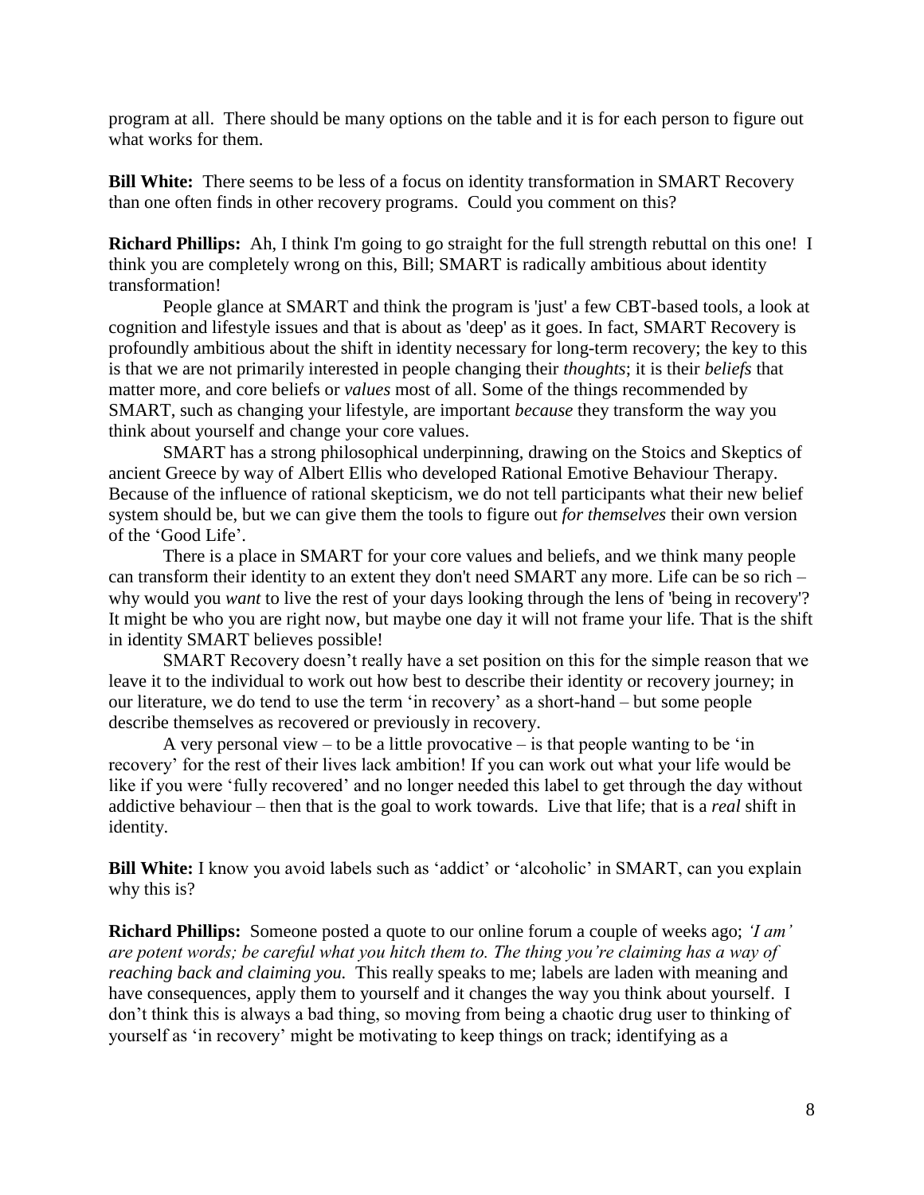program at all. There should be many options on the table and it is for each person to figure out what works for them.

**Bill White:** There seems to be less of a focus on identity transformation in SMART Recovery than one often finds in other recovery programs. Could you comment on this?

**Richard Phillips:** Ah, I think I'm going to go straight for the full strength rebuttal on this one! I think you are completely wrong on this, Bill; SMART is radically ambitious about identity transformation!

People glance at SMART and think the program is 'just' a few CBT-based tools, a look at cognition and lifestyle issues and that is about as 'deep' as it goes. In fact, SMART Recovery is profoundly ambitious about the shift in identity necessary for long-term recovery; the key to this is that we are not primarily interested in people changing their *thoughts*; it is their *beliefs* that matter more, and core beliefs or *values* most of all. Some of the things recommended by SMART, such as changing your lifestyle, are important *because* they transform the way you think about yourself and change your core values.

SMART has a strong philosophical underpinning, drawing on the Stoics and Skeptics of ancient Greece by way of Albert Ellis who developed Rational Emotive Behaviour Therapy. Because of the influence of rational skepticism, we do not tell participants what their new belief system should be, but we can give them the tools to figure out *for themselves* their own version of the 'Good Life'.

There is a place in SMART for your core values and beliefs, and we think many people can transform their identity to an extent they don't need SMART any more. Life can be so rich – why would you *want* to live the rest of your days looking through the lens of 'being in recovery'? It might be who you are right now, but maybe one day it will not frame your life. That is the shift in identity SMART believes possible!

SMART Recovery doesn't really have a set position on this for the simple reason that we leave it to the individual to work out how best to describe their identity or recovery journey; in our literature, we do tend to use the term 'in recovery' as a short-hand – but some people describe themselves as recovered or previously in recovery.

A very personal view – to be a little provocative – is that people wanting to be 'in recovery' for the rest of their lives lack ambition! If you can work out what your life would be like if you were 'fully recovered' and no longer needed this label to get through the day without addictive behaviour – then that is the goal to work towards. Live that life; that is a *real* shift in identity.

**Bill White:** I know you avoid labels such as 'addict' or 'alcoholic' in SMART, can you explain why this is?

**Richard Phillips:** Someone posted a quote to our online forum a couple of weeks ago; *'I am' are potent words; be careful what you hitch them to. The thing you're claiming has a way of reaching back and claiming you.* This really speaks to me; labels are laden with meaning and have consequences, apply them to yourself and it changes the way you think about yourself. I don't think this is always a bad thing, so moving from being a chaotic drug user to thinking of yourself as 'in recovery' might be motivating to keep things on track; identifying as a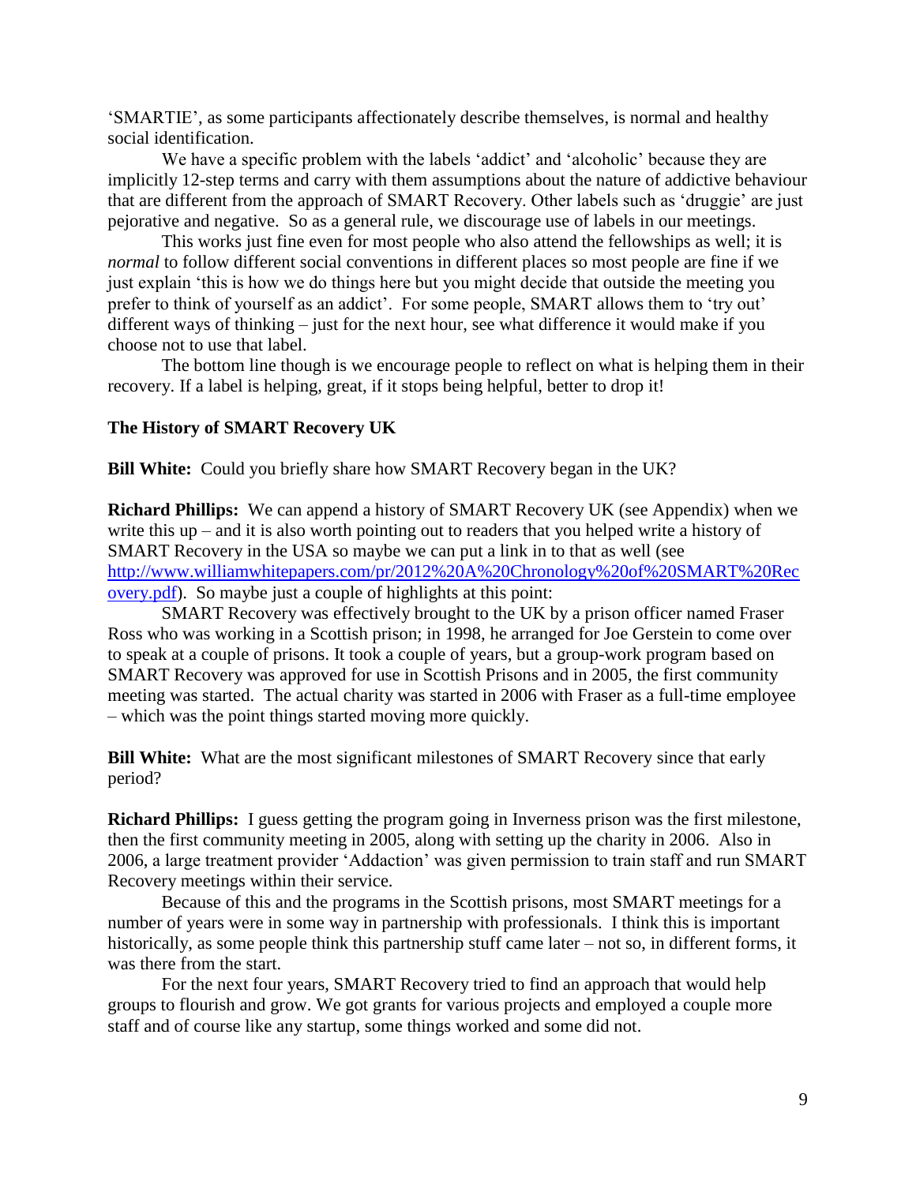'SMARTIE', as some participants affectionately describe themselves, is normal and healthy social identification.

We have a specific problem with the labels 'addict' and 'alcoholic' because they are implicitly 12-step terms and carry with them assumptions about the nature of addictive behaviour that are different from the approach of SMART Recovery. Other labels such as 'druggie' are just pejorative and negative. So as a general rule, we discourage use of labels in our meetings.

This works just fine even for most people who also attend the fellowships as well; it is *normal* to follow different social conventions in different places so most people are fine if we just explain 'this is how we do things here but you might decide that outside the meeting you prefer to think of yourself as an addict'. For some people, SMART allows them to 'try out' different ways of thinking – just for the next hour, see what difference it would make if you choose not to use that label.

The bottom line though is we encourage people to reflect on what is helping them in their recovery. If a label is helping, great, if it stops being helpful, better to drop it!

**The History of SMART Recovery UK**

**Bill White:** Could you briefly share how SMART Recovery began in the UK?

**Richard Phillips:** We can append a history of SMART Recovery UK (see Appendix) when we write this up – and it is also worth pointing out to readers that you helped write a history of SMART Recovery in the USA so maybe we can put a link in to that as well (see [http://www.williamwhitepapers.com/pr/2012%20A%20Chronology%20of%20SMART%20Recovery.pdf](http://www.williamwhitepapers.com/pr/2012%20A%20Chronology%20of%20SMART%20Recovery.pdf)). So maybe just a couple of highlights at this point:

SMART Recovery was effectively brought to the UK by a prison officer named Fraser Ross who was working in a Scottish prison; in 1998, he arranged for Joe Gerstein to come over to speak at a couple of prisons. It took a couple of years, but a group-work program based on SMART Recovery was approved for use in Scottish Prisons and in 2005, the first community meeting was started. The actual charity was started in 2006 with Fraser as a full-time employee – which was the point things started moving more quickly.

**Bill White:** What are the most significant milestones of SMART Recovery since that early period?

**Richard Phillips:** I guess getting the program going in Inverness prison was the first milestone, then the first community meeting in 2005, along with setting up the charity in 2006. Also in 2006, a large treatment provider 'Addaction' was given permission to train staff and run SMART Recovery meetings within their service.

Because of this and the programs in the Scottish prisons, most SMART meetings for a number of years were in some way in partnership with professionals. I think this is important historically, as some people think this partnership stuff came later – not so, in different forms, it was there from the start.

For the next four years, SMART Recovery tried to find an approach that would help groups to flourish and grow. We got grants for various projects and employed a couple more staff and of course like any startup, some things worked and some did not.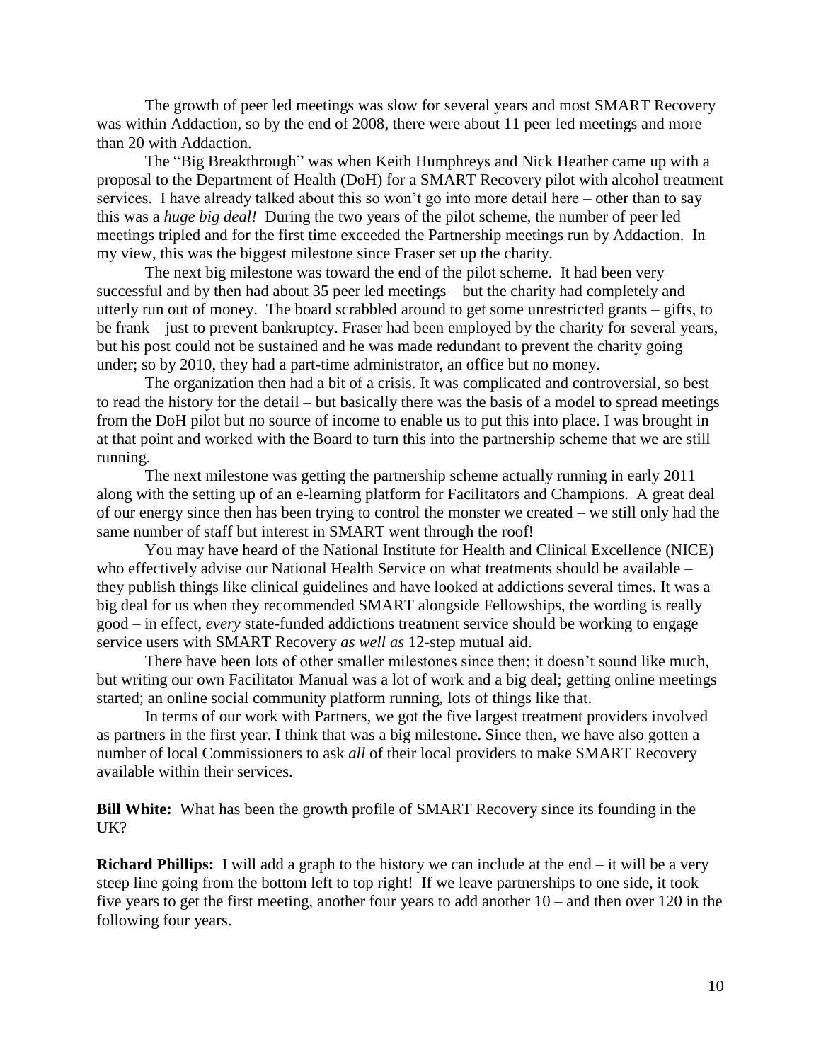The growth of peer led meetings was slow for several years and most SMART Recovery was within Addaction, so by the end of 2008, there were about 11 peer led meetings and more than 20 with Addaction.

The "Big Breakthrough" was when Keith Humphreys and Nick Heather came up with a proposal to the Department of Health (DoH) for a SMART Recovery pilot with alcohol treatment services. I have already talked about this so won't go into more detail here – other than to say this was a *huge big deal!* During the two years of the pilot scheme, the number of peer led meetings tripled and for the first time exceeded the Partnership meetings run by Addaction. In my view, this was the biggest milestone since Fraser set up the charity.

The next big milestone was toward the end of the pilot scheme. It had been very successful and by then had about 35 peer led meetings – but the charity had completely and utterly run out of money. The board scrabbled around to get some unrestricted grants – gifts, to be frank – just to prevent bankruptcy. Fraser had been employed by the charity for several years, but his post could not be sustained and he was made redundant to prevent the charity going under; so by 2010, they had a part-time administrator, an office but no money.

The organization then had a bit of a crisis. It was complicated and controversial, so best to read the history for the detail – but basically there was the basis of a model to spread meetings from the DoH pilot but no source of income to enable us to put this into place. I was brought in at that point and worked with the Board to turn this into the partnership scheme that we are still running.

The next milestone was getting the partnership scheme actually running in early 2011 along with the setting up of an e-learning platform for Facilitators and Champions. A great deal of our energy since then has been trying to control the monster we created – we still only had the same number of staff but interest in SMART went through the roof!

You may have heard of the National Institute for Health and Clinical Excellence (NICE) who effectively advise our National Health Service on what treatments should be available – they publish things like clinical guidelines and have looked at addictions several times. It was a big deal for us when they recommended SMART alongside Fellowships, the wording is really good – in effect, *every* state-funded addictions treatment service should be working to engage service users with SMART Recovery *as well as* 12-step mutual aid.

There have been lots of other smaller milestones since then; it doesn't sound like much, but writing our own Facilitator Manual was a lot of work and a big deal; getting online meetings started; an online social community platform running, lots of things like that.

In terms of our work with Partners, we got the five largest treatment providers involved as partners in the first year. I think that was a big milestone. Since then, we have also gotten a number of local Commissioners to ask *all* of their local providers to make SMART Recovery available within their services.

**Bill White:** What has been the growth profile of SMART Recovery since its founding in the UK?

**Richard Phillips:** I will add a graph to the history we can include at the end – it will be a very steep line going from the bottom left to top right! If we leave partnerships to one side, it took five years to get the first meeting, another four years to add another 10 – and then over 120 in the following four years.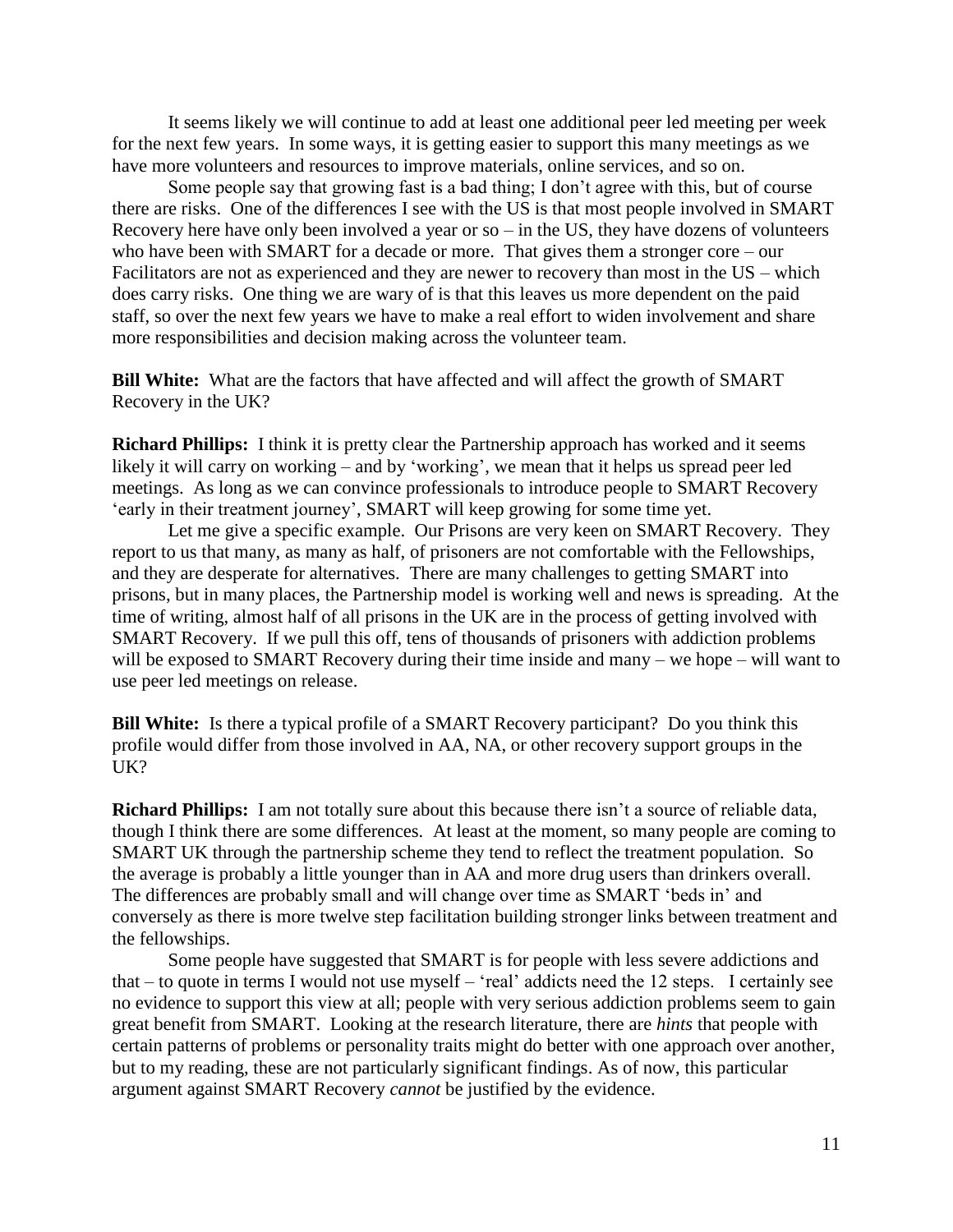It seems likely we will continue to add at least one additional peer led meeting per week for the next few years. In some ways, it is getting easier to support this many meetings as we have more volunteers and resources to improve materials, online services, and so on.

Some people say that growing fast is a bad thing; I don't agree with this, but of course there are risks. One of the differences I see with the US is that most people involved in SMART Recovery here have only been involved a year or so – in the US, they have dozens of volunteers who have been with SMART for a decade or more. That gives them a stronger core – our Facilitators are not as experienced and they are newer to recovery than most in the US – which does carry risks. One thing we are wary of is that this leaves us more dependent on the paid staff, so over the next few years we have to make a real effort to widen involvement and share more responsibilities and decision making across the volunteer team.

**Bill White:** What are the factors that have affected and will affect the growth of SMART Recovery in the UK?

**Richard Phillips:** I think it is pretty clear the Partnership approach has worked and it seems likely it will carry on working – and by 'working', we mean that it helps us spread peer led meetings. As long as we can convince professionals to introduce people to SMART Recovery 'early in their treatment journey', SMART will keep growing for some time yet.

Let me give a specific example. Our Prisons are very keen on SMART Recovery. They report to us that many, as many as half, of prisoners are not comfortable with the Fellowships, and they are desperate for alternatives. There are many challenges to getting SMART into prisons, but in many places, the Partnership model is working well and news is spreading. At the time of writing, almost half of all prisons in the UK are in the process of getting involved with SMART Recovery. If we pull this off, tens of thousands of prisoners with addiction problems will be exposed to SMART Recovery during their time inside and many – we hope – will want to use peer led meetings on release.

**Bill White:** Is there a typical profile of a SMART Recovery participant? Do you think this profile would differ from those involved in AA, NA, or other recovery support groups in the UK?

**Richard Phillips:** I am not totally sure about this because there isn't a source of reliable data, though I think there are some differences. At least at the moment, so many people are coming to SMART UK through the partnership scheme they tend to reflect the treatment population. So the average is probably a little younger than in AA and more drug users than drinkers overall. The differences are probably small and will change over time as SMART 'beds in' and conversely as there is more twelve step facilitation building stronger links between treatment and the fellowships.

Some people have suggested that SMART is for people with less severe addictions and that – to quote in terms I would not use myself – 'real' addicts need the 12 steps. I certainly see no evidence to support this view at all; people with very serious addiction problems seem to gain great benefit from SMART. Looking at the research literature, there are *hints* that people with certain patterns of problems or personality traits might do better with one approach over another, but to my reading, these are not particularly significant findings. As of now, this particular argument against SMART Recovery *cannot* be justified by the evidence.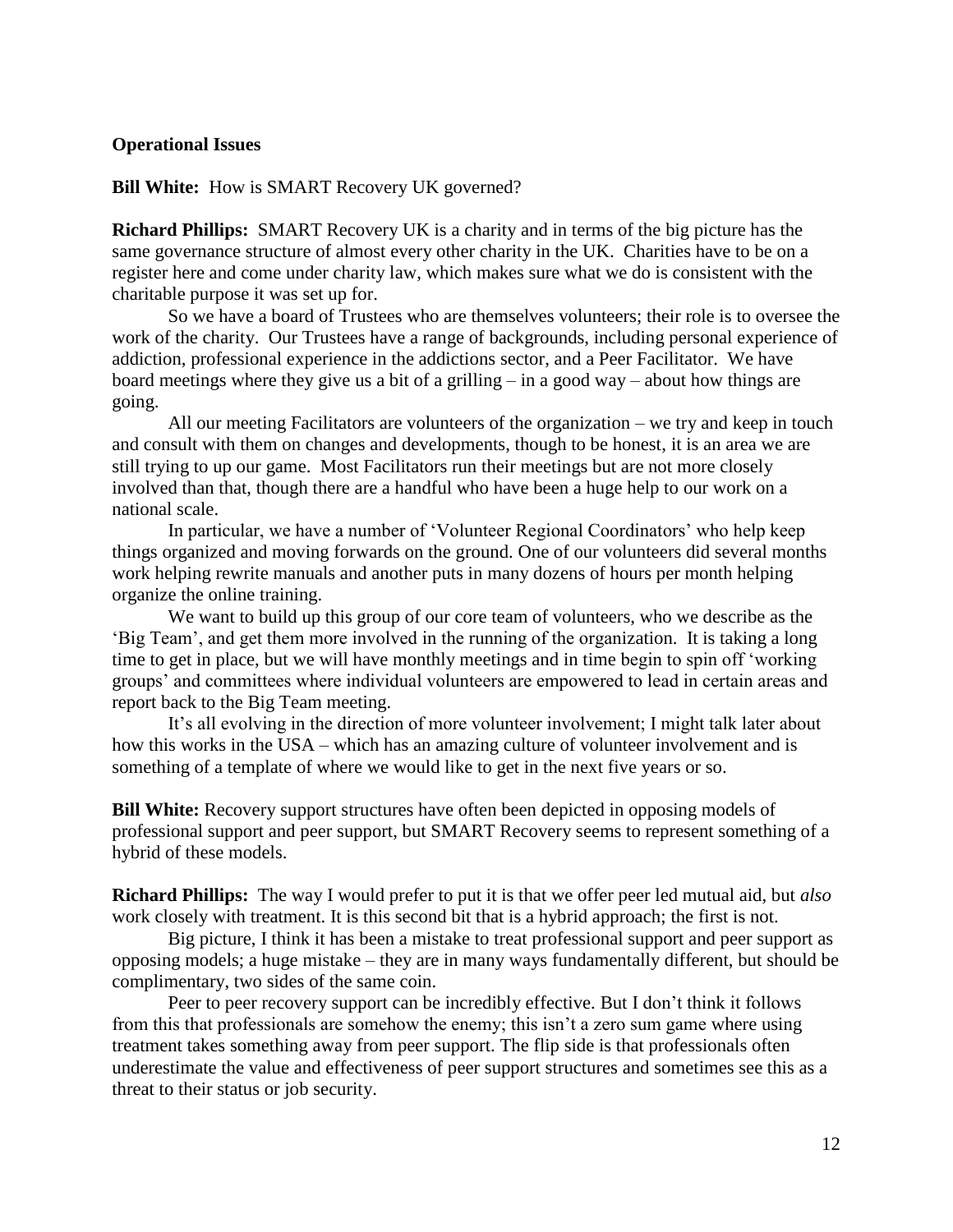**Operational Issues**

**Bill White:** How is SMART Recovery UK governed?

**Richard Phillips:** SMART Recovery UK is a charity and in terms of the big picture has the same governance structure of almost every other charity in the UK. Charities have to be on a register here and come under charity law, which makes sure what we do is consistent with the charitable purpose it was set up for.

So we have a board of Trustees who are themselves volunteers; their role is to oversee the work of the charity. Our Trustees have a range of backgrounds, including personal experience of addiction, professional experience in the addictions sector, and a Peer Facilitator. We have board meetings where they give us a bit of a grilling – in a good way – about how things are going.

All our meeting Facilitators are volunteers of the organization – we try and keep in touch and consult with them on changes and developments, though to be honest, it is an area we are still trying to up our game. Most Facilitators run their meetings but are not more closely involved than that, though there are a handful who have been a huge help to our work on a national scale.

In particular, we have a number of 'Volunteer Regional Coordinators' who help keep things organized and moving forwards on the ground. One of our volunteers did several months work helping rewrite manuals and another puts in many dozens of hours per month helping organize the online training.

We want to build up this group of our core team of volunteers, who we describe as the 'Big Team', and get them more involved in the running of the organization. It is taking a long time to get in place, but we will have monthly meetings and in time begin to spin off 'working groups' and committees where individual volunteers are empowered to lead in certain areas and report back to the Big Team meeting.

It's all evolving in the direction of more volunteer involvement; I might talk later about how this works in the USA – which has an amazing culture of volunteer involvement and is something of a template of where we would like to get in the next five years or so.

**Bill White:** Recovery support structures have often been depicted in opposing models of professional support and peer support, but SMART Recovery seems to represent something of a hybrid of these models.

**Richard Phillips:** The way I would prefer to put it is that we offer peer led mutual aid, but *also* work closely with treatment. It is this second bit that is a hybrid approach; the first is not.

Big picture, I think it has been a mistake to treat professional support and peer support as opposing models; a huge mistake – they are in many ways fundamentally different, but should be complimentary, two sides of the same coin.

Peer to peer recovery support can be incredibly effective. But I don't think it follows from this that professionals are somehow the enemy; this isn't a zero sum game where using treatment takes something away from peer support. The flip side is that professionals often underestimate the value and effectiveness of peer support structures and sometimes see this as a threat to their status or job security.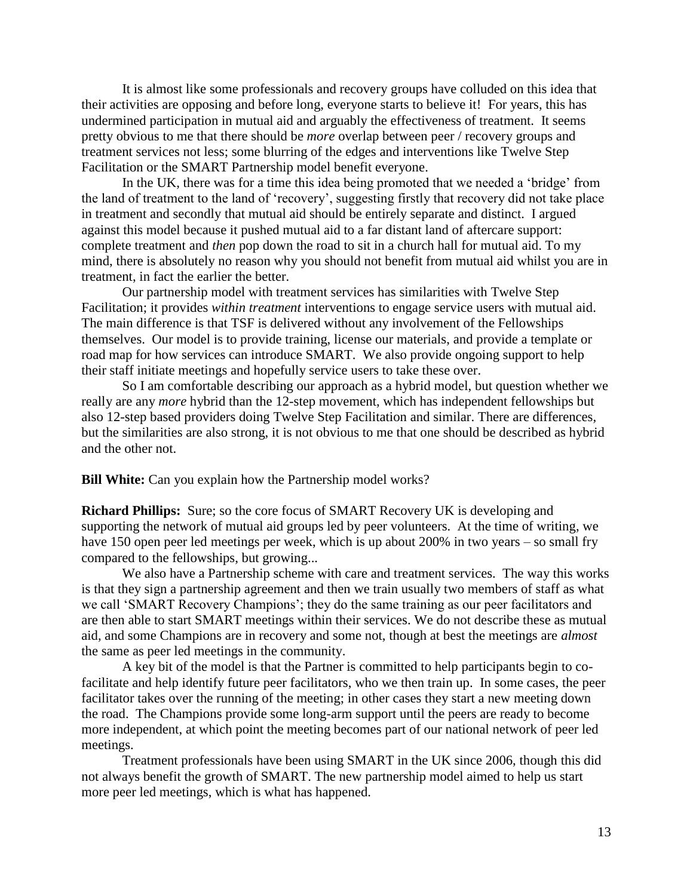It is almost like some professionals and recovery groups have colluded on this idea that their activities are opposing and before long, everyone starts to believe it! For years, this has undermined participation in mutual aid and arguably the effectiveness of treatment. It seems pretty obvious to me that there should be *more* overlap between peer / recovery groups and treatment services not less; some blurring of the edges and interventions like Twelve Step Facilitation or the SMART Partnership model benefit everyone.

In the UK, there was for a time this idea being promoted that we needed a 'bridge' from the land of treatment to the land of 'recovery', suggesting firstly that recovery did not take place in treatment and secondly that mutual aid should be entirely separate and distinct. I argued against this model because it pushed mutual aid to a far distant land of aftercare support: complete treatment and *then* pop down the road to sit in a church hall for mutual aid. To my mind, there is absolutely no reason why you should not benefit from mutual aid whilst you are in treatment, in fact the earlier the better.

Our partnership model with treatment services has similarities with Twelve Step Facilitation; it provides *within treatment* interventions to engage service users with mutual aid. The main difference is that TSF is delivered without any involvement of the Fellowships themselves. Our model is to provide training, license our materials, and provide a template or road map for how services can introduce SMART. We also provide ongoing support to help their staff initiate meetings and hopefully service users to take these over.

So I am comfortable describing our approach as a hybrid model, but question whether we really are any *more* hybrid than the 12-step movement, which has independent fellowships but also 12-step based providers doing Twelve Step Facilitation and similar. There are differences, but the similarities are also strong, it is not obvious to me that one should be described as hybrid and the other not.

**Bill White:** Can you explain how the Partnership model works?

**Richard Phillips:** Sure; so the core focus of SMART Recovery UK is developing and supporting the network of mutual aid groups led by peer volunteers. At the time of writing, we have 150 open peer led meetings per week, which is up about 200% in two years – so small fry compared to the fellowships, but growing...

We also have a Partnership scheme with care and treatment services. The way this works is that they sign a partnership agreement and then we train usually two members of staff as what we call 'SMART Recovery Champions'; they do the same training as our peer facilitators and are then able to start SMART meetings within their services. We do not describe these as mutual aid, and some Champions are in recovery and some not, though at best the meetings are *almost* the same as peer led meetings in the community.

A key bit of the model is that the Partner is committed to help participants begin to co-facilitate and help identify future peer facilitators, who we then train up. In some cases, the peer facilitator takes over the running of the meeting; in other cases they start a new meeting down the road. The Champions provide some long-arm support until the peers are ready to become more independent, at which point the meeting becomes part of our national network of peer led meetings.

Treatment professionals have been using SMART in the UK since 2006, though this did not always benefit the growth of SMART. The new partnership model aimed to help us start more peer led meetings, which is what has happened.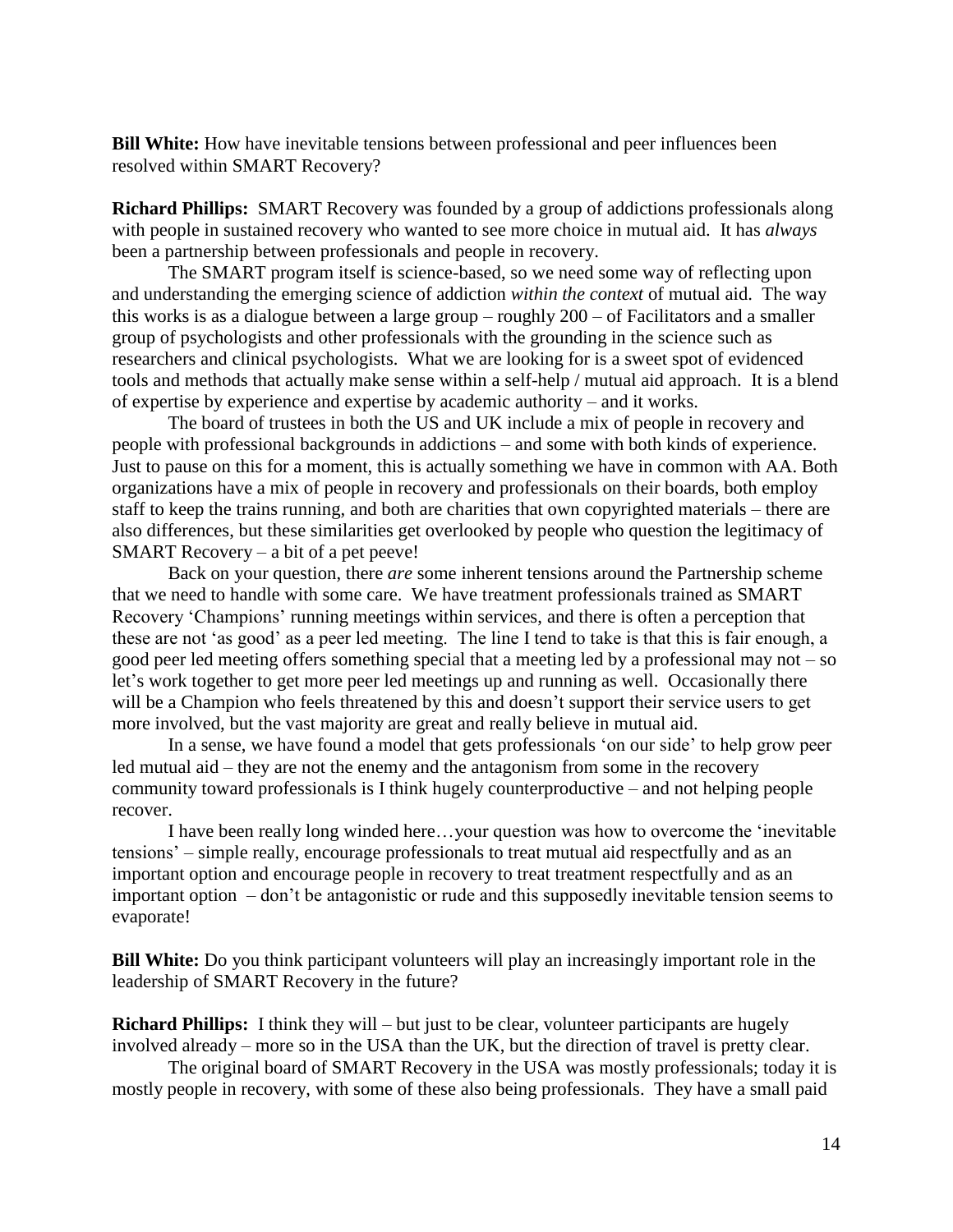**Bill White:** How have inevitable tensions between professional and peer influences been resolved within SMART Recovery?

**Richard Phillips:** SMART Recovery was founded by a group of addictions professionals along with people in sustained recovery who wanted to see more choice in mutual aid. It has *always* been a partnership between professionals and people in recovery.

The SMART program itself is science-based, so we need some way of reflecting upon and understanding the emerging science of addiction *within the context* of mutual aid. The way this works is as a dialogue between a large group – roughly 200 – of Facilitators and a smaller group of psychologists and other professionals with the grounding in the science such as researchers and clinical psychologists. What we are looking for is a sweet spot of evidenced tools and methods that actually make sense within a self-help / mutual aid approach. It is a blend of expertise by experience and expertise by academic authority – and it works.

The board of trustees in both the US and UK include a mix of people in recovery and people with professional backgrounds in addictions – and some with both kinds of experience. Just to pause on this for a moment, this is actually something we have in common with AA. Both organizations have a mix of people in recovery and professionals on their boards, both employ staff to keep the trains running, and both are charities that own copyrighted materials – there are also differences, but these similarities get overlooked by people who question the legitimacy of SMART Recovery – a bit of a pet peeve!

Back on your question, there *are* some inherent tensions around the Partnership scheme that we need to handle with some care. We have treatment professionals trained as SMART Recovery 'Champions' running meetings within services, and there is often a perception that these are not 'as good' as a peer led meeting. The line I tend to take is that this is fair enough, a good peer led meeting offers something special that a meeting led by a professional may not – so let's work together to get more peer led meetings up and running as well. Occasionally there will be a Champion who feels threatened by this and doesn't support their service users to get more involved, but the vast majority are great and really believe in mutual aid.

In a sense, we have found a model that gets professionals 'on our side' to help grow peer led mutual aid – they are not the enemy and the antagonism from some in the recovery community toward professionals is I think hugely counterproductive – and not helping people recover.

I have been really long winded here…your question was how to overcome the 'inevitable tensions' – simple really, encourage professionals to treat mutual aid respectfully and as an important option and encourage people in recovery to treat treatment respectfully and as an important option – don't be antagonistic or rude and this supposedly inevitable tension seems to evaporate!

**Bill White:** Do you think participant volunteers will play an increasingly important role in the leadership of SMART Recovery in the future?

**Richard Phillips:** I think they will – but just to be clear, volunteer participants are hugely involved already – more so in the USA than the UK, but the direction of travel is pretty clear.

The original board of SMART Recovery in the USA was mostly professionals; today it is mostly people in recovery, with some of these also being professionals. They have a small paid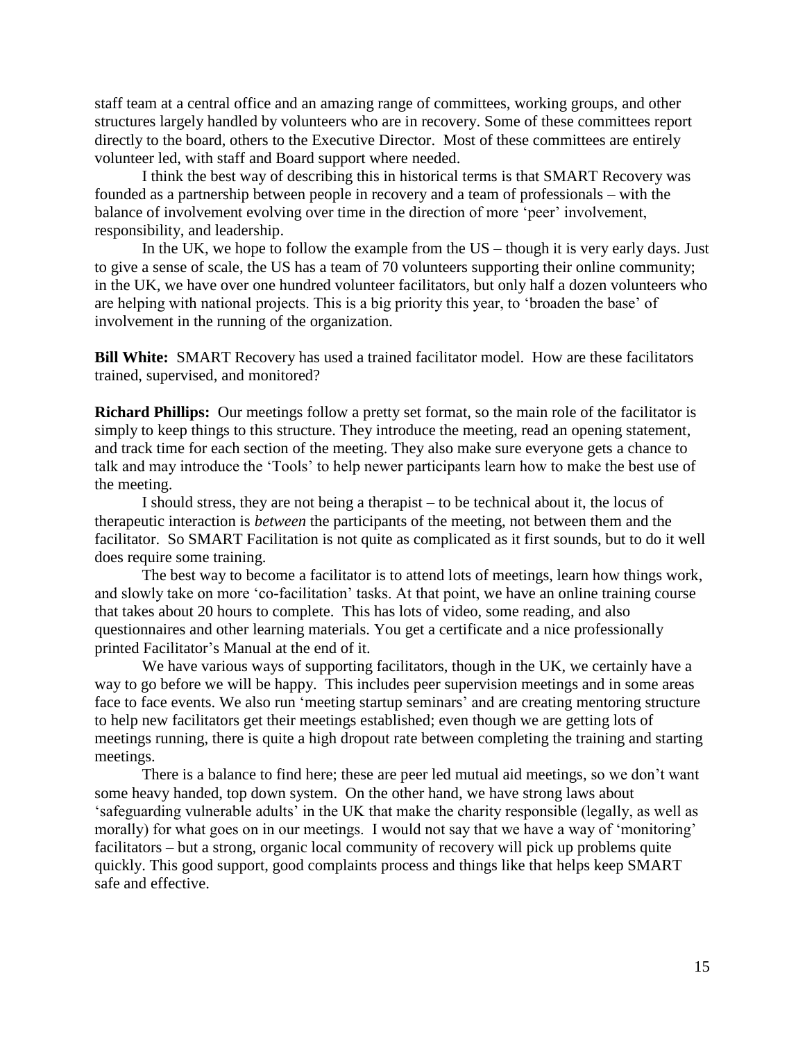staff team at a central office and an amazing range of committees, working groups, and other structures largely handled by volunteers who are in recovery. Some of these committees report directly to the board, others to the Executive Director. Most of these committees are entirely volunteer led, with staff and Board support where needed.

I think the best way of describing this in historical terms is that SMART Recovery was founded as a partnership between people in recovery and a team of professionals – with the balance of involvement evolving over time in the direction of more 'peer' involvement, responsibility, and leadership.

In the UK, we hope to follow the example from the US – though it is very early days. Just to give a sense of scale, the US has a team of 70 volunteers supporting their online community; in the UK, we have over one hundred volunteer facilitators, but only half a dozen volunteers who are helping with national projects. This is a big priority this year, to 'broaden the base' of involvement in the running of the organization.

**Bill White:** SMART Recovery has used a trained facilitator model. How are these facilitators trained, supervised, and monitored?

**Richard Phillips:** Our meetings follow a pretty set format, so the main role of the facilitator is simply to keep things to this structure. They introduce the meeting, read an opening statement, and track time for each section of the meeting. They also make sure everyone gets a chance to talk and may introduce the 'Tools' to help newer participants learn how to make the best use of the meeting.

I should stress, they are not being a therapist – to be technical about it, the locus of therapeutic interaction is *between* the participants of the meeting, not between them and the facilitator. So SMART Facilitation is not quite as complicated as it first sounds, but to do it well does require some training.

The best way to become a facilitator is to attend lots of meetings, learn how things work, and slowly take on more 'co-facilitation' tasks. At that point, we have an online training course that takes about 20 hours to complete. This has lots of video, some reading, and also questionnaires and other learning materials. You get a certificate and a nice professionally printed Facilitator's Manual at the end of it.

We have various ways of supporting facilitators, though in the UK, we certainly have a way to go before we will be happy. This includes peer supervision meetings and in some areas face to face events. We also run 'meeting startup seminars' and are creating mentoring structure to help new facilitators get their meetings established; even though we are getting lots of meetings running, there is quite a high dropout rate between completing the training and starting meetings.

There is a balance to find here; these are peer led mutual aid meetings, so we don't want some heavy handed, top down system. On the other hand, we have strong laws about 'safeguarding vulnerable adults' in the UK that make the charity responsible (legally, as well as morally) for what goes on in our meetings. I would not say that we have a way of 'monitoring' facilitators – but a strong, organic local community of recovery will pick up problems quite quickly. This good support, good complaints process and things like that helps keep SMART safe and effective.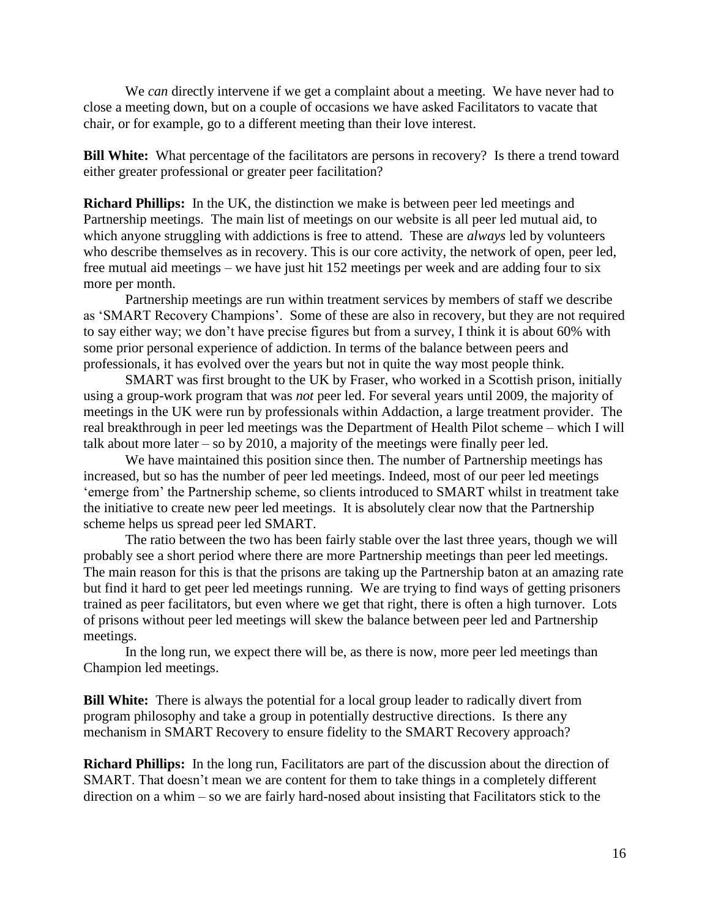We *can* directly intervene if we get a complaint about a meeting. We have never had to close a meeting down, but on a couple of occasions we have asked Facilitators to vacate that chair, or for example, go to a different meeting than their love interest.

**Bill White:** What percentage of the facilitators are persons in recovery? Is there a trend toward either greater professional or greater peer facilitation?

**Richard Phillips:** In the UK, the distinction we make is between peer led meetings and Partnership meetings. The main list of meetings on our website is all peer led mutual aid, to which anyone struggling with addictions is free to attend. These are *always* led by volunteers who describe themselves as in recovery. This is our core activity, the network of open, peer led, free mutual aid meetings – we have just hit 152 meetings per week and are adding four to six more per month.

Partnership meetings are run within treatment services by members of staff we describe as 'SMART Recovery Champions'. Some of these are also in recovery, but they are not required to say either way; we don't have precise figures but from a survey, I think it is about 60% with some prior personal experience of addiction. In terms of the balance between peers and professionals, it has evolved over the years but not in quite the way most people think.

SMART was first brought to the UK by Fraser, who worked in a Scottish prison, initially using a group-work program that was *not* peer led. For several years until 2009, the majority of meetings in the UK were run by professionals within Addaction, a large treatment provider. The real breakthrough in peer led meetings was the Department of Health Pilot scheme – which I will talk about more later – so by 2010, a majority of the meetings were finally peer led.

We have maintained this position since then. The number of Partnership meetings has increased, but so has the number of peer led meetings. Indeed, most of our peer led meetings 'emerge from' the Partnership scheme, so clients introduced to SMART whilst in treatment take the initiative to create new peer led meetings. It is absolutely clear now that the Partnership scheme helps us spread peer led SMART.

The ratio between the two has been fairly stable over the last three years, though we will probably see a short period where there are more Partnership meetings than peer led meetings. The main reason for this is that the prisons are taking up the Partnership baton at an amazing rate but find it hard to get peer led meetings running. We are trying to find ways of getting prisoners trained as peer facilitators, but even where we get that right, there is often a high turnover. Lots of prisons without peer led meetings will skew the balance between peer led and Partnership meetings.

In the long run, we expect there will be, as there is now, more peer led meetings than Champion led meetings.

**Bill White:** There is always the potential for a local group leader to radically divert from program philosophy and take a group in potentially destructive directions. Is there any mechanism in SMART Recovery to ensure fidelity to the SMART Recovery approach?

**Richard Phillips:** In the long run, Facilitators are part of the discussion about the direction of SMART. That doesn't mean we are content for them to take things in a completely different direction on a whim – so we are fairly hard-nosed about insisting that Facilitators stick to the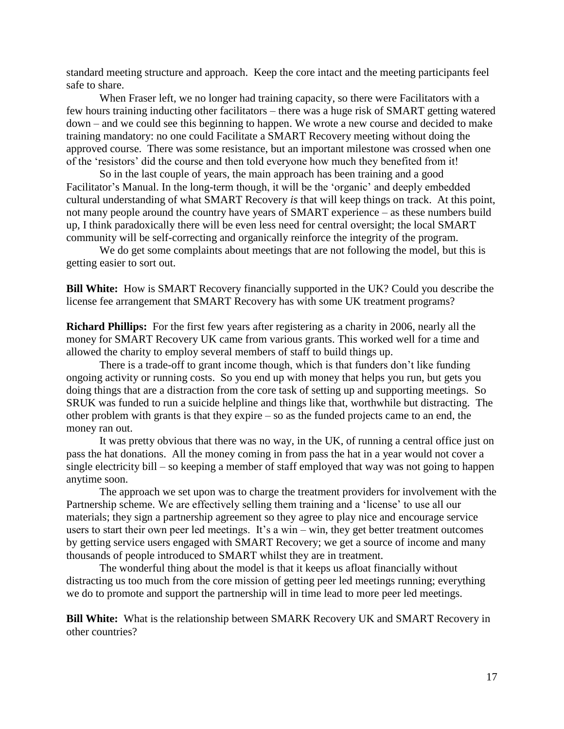standard meeting structure and approach. Keep the core intact and the meeting participants feel safe to share.

When Fraser left, we no longer had training capacity, so there were Facilitators with a few hours training inducting other facilitators – there was a huge risk of SMART getting watered down – and we could see this beginning to happen. We wrote a new course and decided to make training mandatory: no one could Facilitate a SMART Recovery meeting without doing the approved course. There was some resistance, but an important milestone was crossed when one of the 'resistors' did the course and then told everyone how much they benefited from it!

So in the last couple of years, the main approach has been training and a good Facilitator's Manual. In the long-term though, it will be the 'organic' and deeply embedded cultural understanding of what SMART Recovery *is* that will keep things on track. At this point, not many people around the country have years of SMART experience – as these numbers build up, I think paradoxically there will be even less need for central oversight; the local SMART community will be self-correcting and organically reinforce the integrity of the program.

We do get some complaints about meetings that are not following the model, but this is getting easier to sort out.

**Bill White:** How is SMART Recovery financially supported in the UK? Could you describe the license fee arrangement that SMART Recovery has with some UK treatment programs?

**Richard Phillips:** For the first few years after registering as a charity in 2006, nearly all the money for SMART Recovery UK came from various grants. This worked well for a time and allowed the charity to employ several members of staff to build things up.

There is a trade-off to grant income though, which is that funders don't like funding ongoing activity or running costs. So you end up with money that helps you run, but gets you doing things that are a distraction from the core task of setting up and supporting meetings. So SRUK was funded to run a suicide helpline and things like that, worthwhile but distracting. The other problem with grants is that they expire – so as the funded projects came to an end, the money ran out.

It was pretty obvious that there was no way, in the UK, of running a central office just on pass the hat donations. All the money coming in from pass the hat in a year would not cover a single electricity bill – so keeping a member of staff employed that way was not going to happen anytime soon.

The approach we set upon was to charge the treatment providers for involvement with the Partnership scheme. We are effectively selling them training and a 'license' to use all our materials; they sign a partnership agreement so they agree to play nice and encourage service users to start their own peer led meetings. It's a win – win, they get better treatment outcomes by getting service users engaged with SMART Recovery; we get a source of income and many thousands of people introduced to SMART whilst they are in treatment.

The wonderful thing about the model is that it keeps us afloat financially without distracting us too much from the core mission of getting peer led meetings running; everything we do to promote and support the partnership will in time lead to more peer led meetings.

**Bill White:** What is the relationship between SMARK Recovery UK and SMART Recovery in other countries?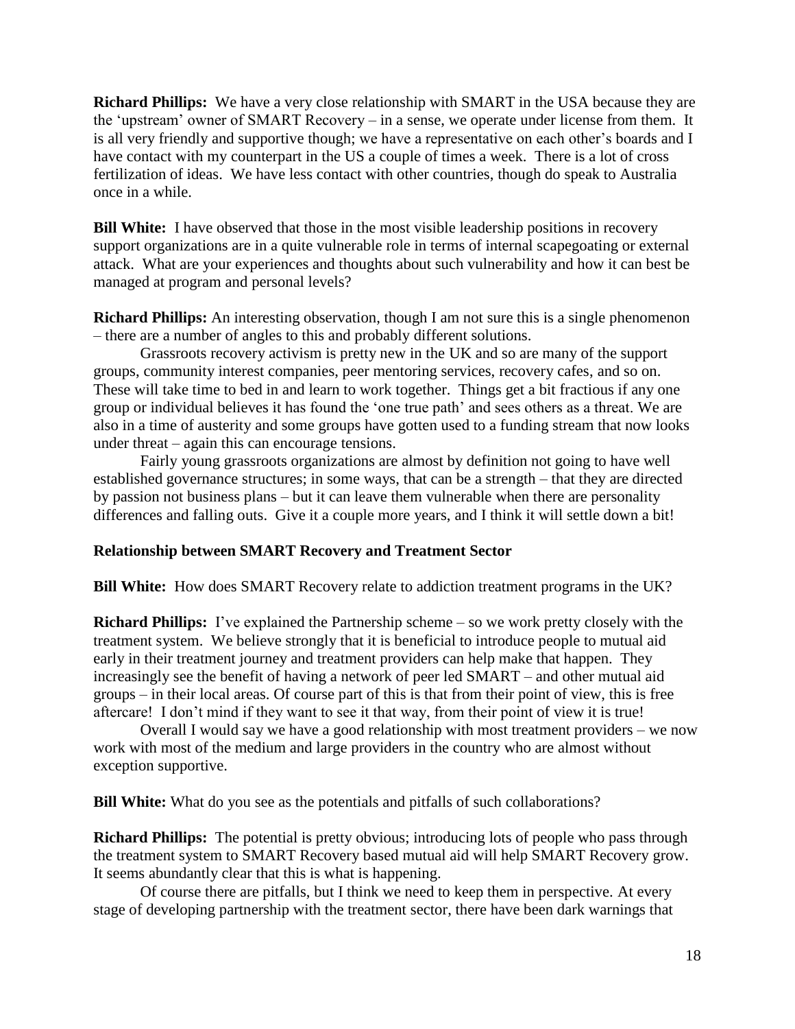**Richard Phillips:** We have a very close relationship with SMART in the USA because they are the 'upstream' owner of SMART Recovery – in a sense, we operate under license from them. It is all very friendly and supportive though; we have a representative on each other's boards and I have contact with my counterpart in the US a couple of times a week. There is a lot of cross fertilization of ideas. We have less contact with other countries, though do speak to Australia once in a while.

**Bill White:** I have observed that those in the most visible leadership positions in recovery support organizations are in a quite vulnerable role in terms of internal scapegoating or external attack. What are your experiences and thoughts about such vulnerability and how it can best be managed at program and personal levels?

**Richard Phillips:** An interesting observation, though I am not sure this is a single phenomenon – there are a number of angles to this and probably different solutions.

Grassroots recovery activism is pretty new in the UK and so are many of the support groups, community interest companies, peer mentoring services, recovery cafes, and so on. These will take time to bed in and learn to work together. Things get a bit fractious if any one group or individual believes it has found the 'one true path' and sees others as a threat. We are also in a time of austerity and some groups have gotten used to a funding stream that now looks under threat – again this can encourage tensions.

Fairly young grassroots organizations are almost by definition not going to have well established governance structures; in some ways, that can be a strength – that they are directed by passion not business plans – but it can leave them vulnerable when there are personality differences and falling outs. Give it a couple more years, and I think it will settle down a bit!

### Relationship between SMART Recovery and Treatment Sector

**Bill White:** How does SMART Recovery relate to addiction treatment programs in the UK?

**Richard Phillips:** I've explained the Partnership scheme – so we work pretty closely with the treatment system. We believe strongly that it is beneficial to introduce people to mutual aid early in their treatment journey and treatment providers can help make that happen. They increasingly see the benefit of having a network of peer led SMART – and other mutual aid groups – in their local areas. Of course part of this is that from their point of view, this is free aftercare! I don't mind if they want to see it that way, from their point of view it is true!

Overall I would say we have a good relationship with most treatment providers – we now work with most of the medium and large providers in the country who are almost without exception supportive.

**Bill White:** What do you see as the potentials and pitfalls of such collaborations?

**Richard Phillips:** The potential is pretty obvious; introducing lots of people who pass through the treatment system to SMART Recovery based mutual aid will help SMART Recovery grow. It seems abundantly clear that this is what is happening.

Of course there are pitfalls, but I think we need to keep them in perspective. At every stage of developing partnership with the treatment sector, there have been dark warnings that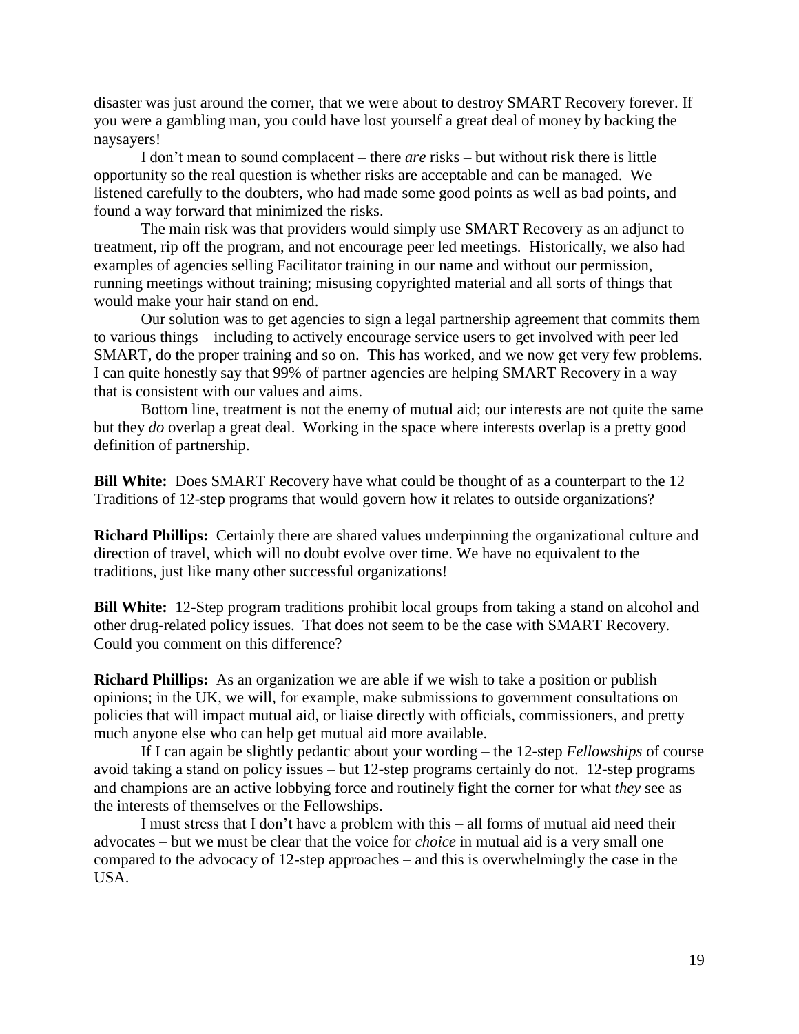disaster was just around the corner, that we were about to destroy SMART Recovery forever. If you were a gambling man, you could have lost yourself a great deal of money by backing the naysayers!

I don't mean to sound complacent – there *are* risks – but without risk there is little opportunity so the real question is whether risks are acceptable and can be managed. We listened carefully to the doubters, who had made some good points as well as bad points, and found a way forward that minimized the risks.

The main risk was that providers would simply use SMART Recovery as an adjunct to treatment, rip off the program, and not encourage peer led meetings. Historically, we also had examples of agencies selling Facilitator training in our name and without our permission, running meetings without training; misusing copyrighted material and all sorts of things that would make your hair stand on end.

Our solution was to get agencies to sign a legal partnership agreement that commits them to various things – including to actively encourage service users to get involved with peer led SMART, do the proper training and so on. This has worked, and we now get very few problems. I can quite honestly say that 99% of partner agencies are helping SMART Recovery in a way that is consistent with our values and aims.

Bottom line, treatment is not the enemy of mutual aid; our interests are not quite the same but they *do* overlap a great deal. Working in the space where interests overlap is a pretty good definition of partnership.

**Bill White:** Does SMART Recovery have what could be thought of as a counterpart to the 12 Traditions of 12-step programs that would govern how it relates to outside organizations?

**Richard Phillips:** Certainly there are shared values underpinning the organizational culture and direction of travel, which will no doubt evolve over time. We have no equivalent to the traditions, just like many other successful organizations!

**Bill White:** 12-Step program traditions prohibit local groups from taking a stand on alcohol and other drug-related policy issues. That does not seem to be the case with SMART Recovery. Could you comment on this difference?

**Richard Phillips:** As an organization we are able if we wish to take a position or publish opinions; in the UK, we will, for example, make submissions to government consultations on policies that will impact mutual aid, or liaise directly with officials, commissioners, and pretty much anyone else who can help get mutual aid more available.

If I can again be slightly pedantic about your wording – the 12-step *Fellowships* of course avoid taking a stand on policy issues – but 12-step programs certainly do not. 12-step programs and champions are an active lobbying force and routinely fight the corner for what *they* see as the interests of themselves or the Fellowships.

I must stress that I don't have a problem with this – all forms of mutual aid need their advocates – but we must be clear that the voice for *choice* in mutual aid is a very small one compared to the advocacy of 12-step approaches – and this is overwhelmingly the case in the USA.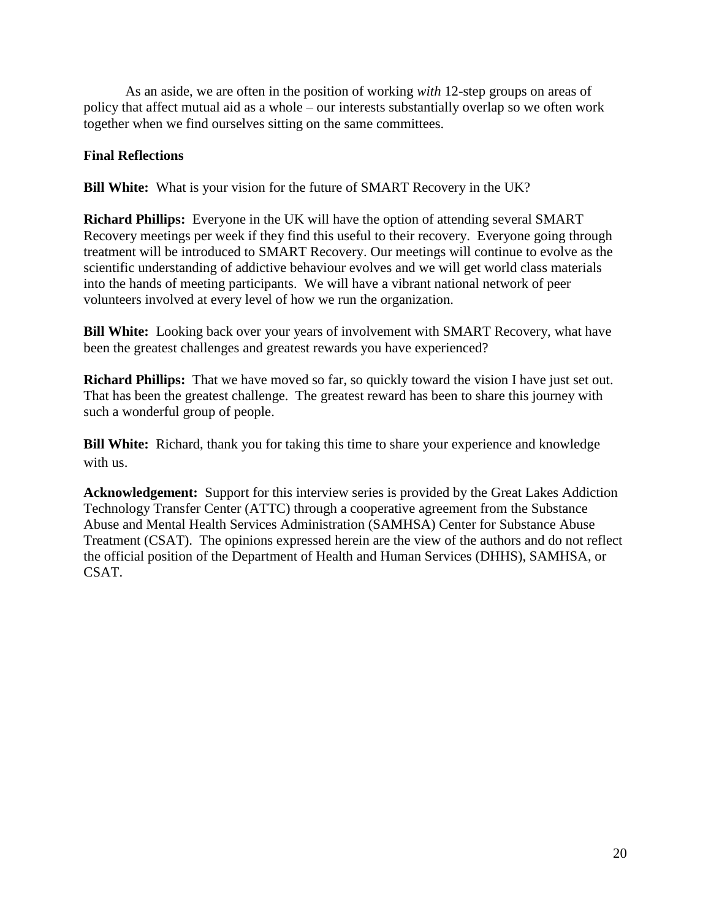As an aside, we are often in the position of working *with* 12-step groups on areas of policy that affect mutual aid as a whole – our interests substantially overlap so we often work together when we find ourselves sitting on the same committees.

### Final Reflections

**Bill White:** What is your vision for the future of SMART Recovery in the UK?

**Richard Phillips:** Everyone in the UK will have the option of attending several SMART Recovery meetings per week if they find this useful to their recovery. Everyone going through treatment will be introduced to SMART Recovery. Our meetings will continue to evolve as the scientific understanding of addictive behaviour evolves and we will get world class materials into the hands of meeting participants. We will have a vibrant national network of peer volunteers involved at every level of how we run the organization.

**Bill White:** Looking back over your years of involvement with SMART Recovery, what have been the greatest challenges and greatest rewards you have experienced?

**Richard Phillips:** That we have moved so far, so quickly toward the vision I have just set out. That has been the greatest challenge. The greatest reward has been to share this journey with such a wonderful group of people.

**Bill White:** Richard, thank you for taking this time to share your experience and knowledge with us.

**Acknowledgement:** Support for this interview series is provided by the Great Lakes Addiction Technology Transfer Center (ATTC) through a cooperative agreement from the Substance Abuse and Mental Health Services Administration (SAMHSA) Center for Substance Abuse Treatment (CSAT). The opinions expressed herein are the view of the authors and do not reflect the official position of the Department of Health and Human Services (DHHS), SAMHSA, or CSAT.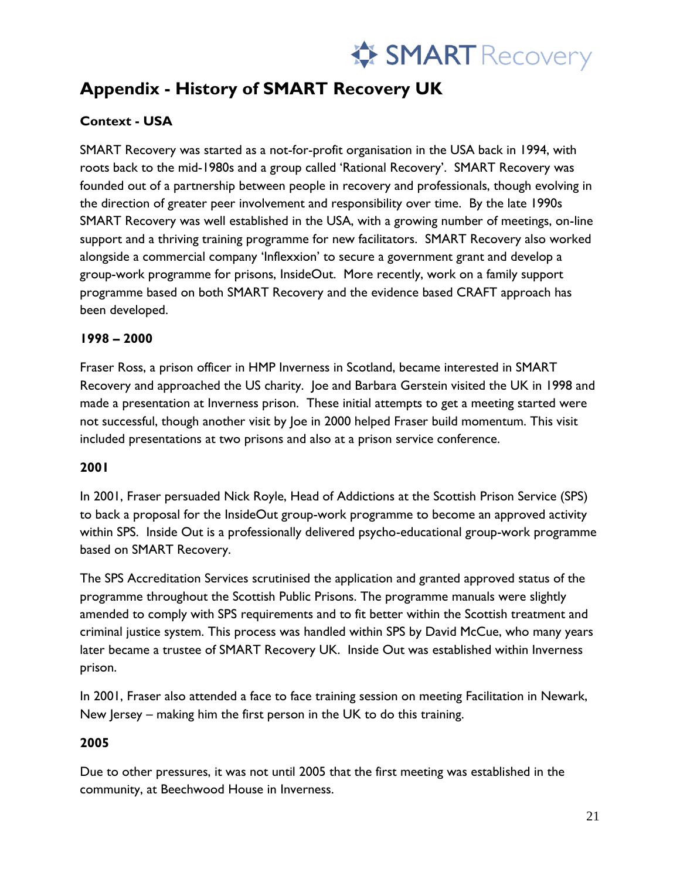# Appendix - History of SMART Recovery UK

### Context - USA

SMART Recovery was started as a not-for-profit organisation in the USA back in 1994, with roots back to the mid-1980s and a group called 'Rational Recovery'. SMART Recovery was founded out of a partnership between people in recovery and professionals, though evolving in the direction of greater peer involvement and responsibility over time. By the late 1990s SMART Recovery was well established in the USA, with a growing number of meetings, on-line support and a thriving training programme for new facilitators. SMART Recovery also worked alongside a commercial company 'Inflexxion' to secure a government grant and develop a group-work programme for prisons, InsideOut. More recently, work on a family support programme based on both SMART Recovery and the evidence based CRAFT approach has been developed.

### 1998 – 2000

Fraser Ross, a prison officer in HMP Inverness in Scotland, became interested in SMART Recovery and approached the US charity. Joe and Barbara Gerstein visited the UK in 1998 and made a presentation at Inverness prison. These initial attempts to get a meeting started were not successful, though another visit by Joe in 2000 helped Fraser build momentum. This visit included presentations at two prisons and also at a prison service conference.

### 2001

In 2001, Fraser persuaded Nick Royle, Head of Addictions at the Scottish Prison Service (SPS) to back a proposal for the InsideOut group-work programme to become an approved activity within SPS. Inside Out is a professionally delivered psycho-educational group-work programme based on SMART Recovery.

The SPS Accreditation Services scrutinised the application and granted approved status of the programme throughout the Scottish Public Prisons. The programme manuals were slightly amended to comply with SPS requirements and to fit better within the Scottish treatment and criminal justice system. This process was handled within SPS by David McCue, who many years later became a trustee of SMART Recovery UK. Inside Out was established within Inverness prison.

In 2001, Fraser also attended a face to face training session on meeting Facilitation in Newark, New Jersey – making him the first person in the UK to do this training.

### 2005

Due to other pressures, it was not until 2005 that the first meeting was established in the community, at Beechwood House in Inverness.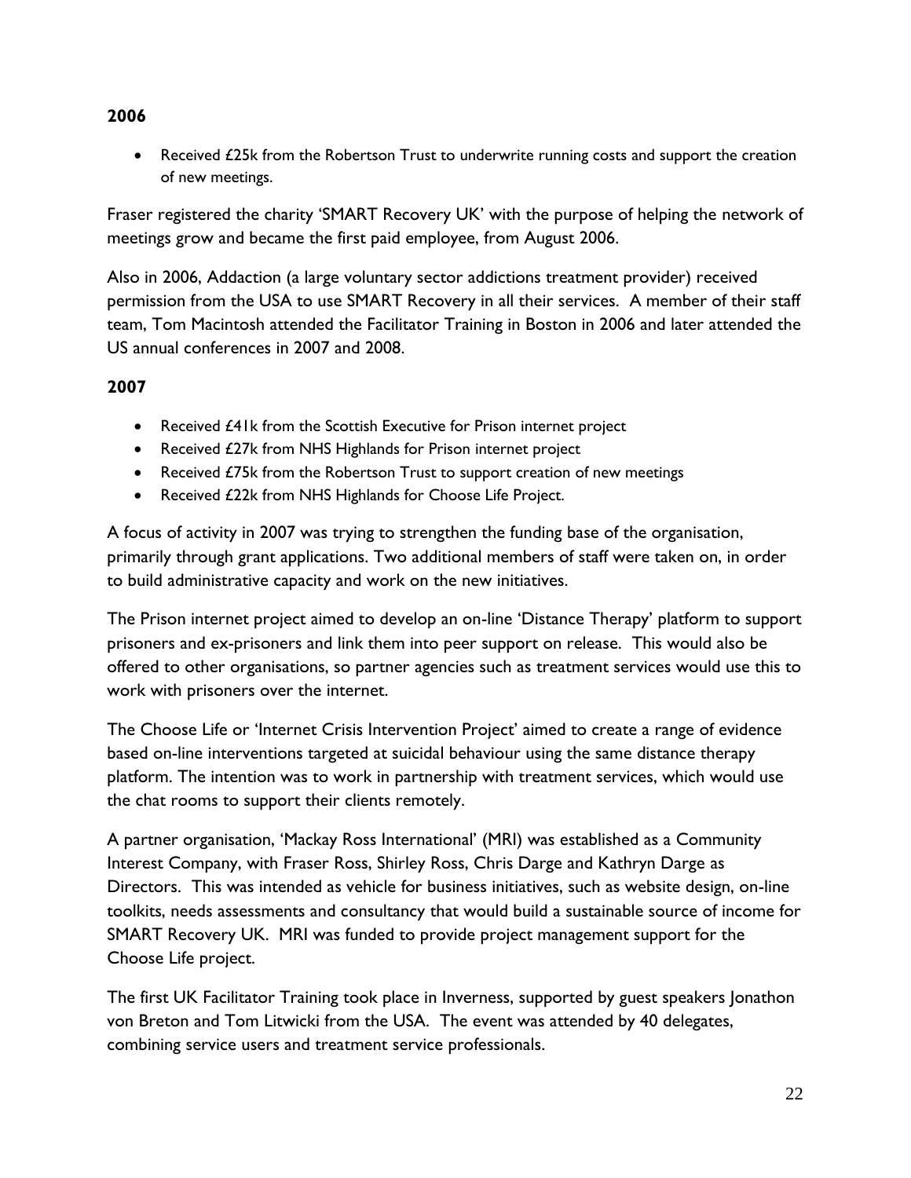**2006**

- Received £25k from the Robertson Trust to underwrite running costs and support the creation of new meetings.

Fraser registered the charity 'SMART Recovery UK' with the purpose of helping the network of meetings grow and became the first paid employee, from August 2006.

Also in 2006, Addaction (a large voluntary sector addictions treatment provider) received permission from the USA to use SMART Recovery in all their services. A member of their staff team, Tom Macintosh attended the Facilitator Training in Boston in 2006 and later attended the US annual conferences in 2007 and 2008.

**2007**

- Received £41k from the Scottish Executive for Prison internet project
- Received £27k from NHS Highlands for Prison internet project
- Received £75k from the Robertson Trust to support creation of new meetings
- Received £22k from NHS Highlands for Choose Life Project.

A focus of activity in 2007 was trying to strengthen the funding base of the organisation, primarily through grant applications. Two additional members of staff were taken on, in order to build administrative capacity and work on the new initiatives.

The Prison internet project aimed to develop an on-line 'Distance Therapy' platform to support prisoners and ex-prisoners and link them into peer support on release. This would also be offered to other organisations, so partner agencies such as treatment services would use this to work with prisoners over the internet.

The Choose Life or 'Internet Crisis Intervention Project' aimed to create a range of evidence based on-line interventions targeted at suicidal behaviour using the same distance therapy platform. The intention was to work in partnership with treatment services, which would use the chat rooms to support their clients remotely.

A partner organisation, 'Mackay Ross International' (MRI) was established as a Community Interest Company, with Fraser Ross, Shirley Ross, Chris Darge and Kathryn Darge as Directors. This was intended as vehicle for business initiatives, such as website design, on-line toolkits, needs assessments and consultancy that would build a sustainable source of income for SMART Recovery UK. MRI was funded to provide project management support for the Choose Life project.

The first UK Facilitator Training took place in Inverness, supported by guest speakers Jonathon von Breton and Tom Litwicki from the USA. The event was attended by 40 delegates, combining service users and treatment service professionals.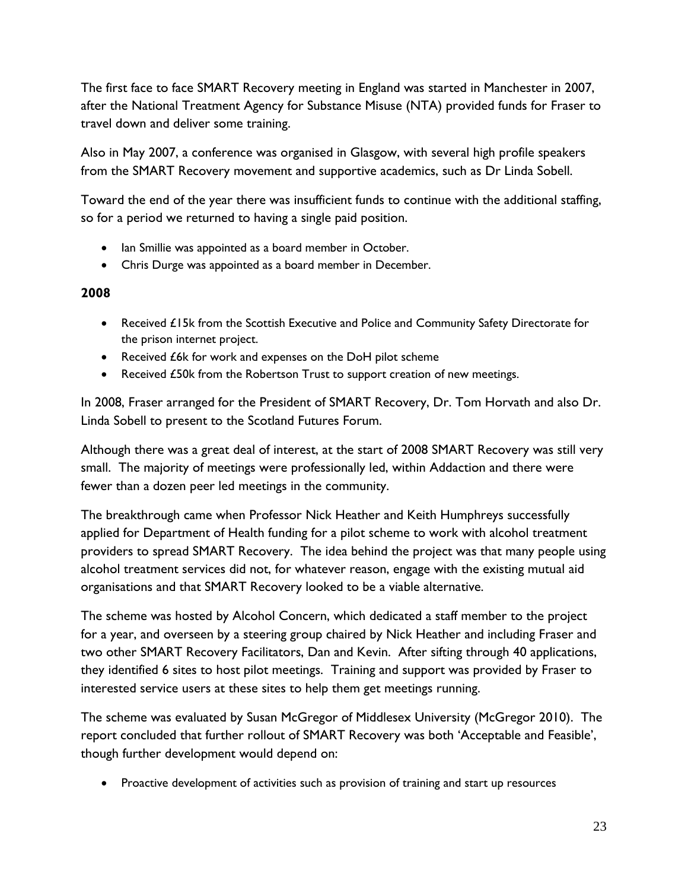The first face to face SMART Recovery meeting in England was started in Manchester in 2007, after the National Treatment Agency for Substance Misuse (NTA) provided funds for Fraser to travel down and deliver some training.

Also in May 2007, a conference was organised in Glasgow, with several high profile speakers from the SMART Recovery movement and supportive academics, such as Dr Linda Sobell.

Toward the end of the year there was insufficient funds to continue with the additional staffing, so for a period we returned to having a single paid position.

- Ian Smillie was appointed as a board member in October.
- Chris Durge was appointed as a board member in December.

### 2008

- Received £15k from the Scottish Executive and Police and Community Safety Directorate for the prison internet project.
- Received £6k for work and expenses on the DoH pilot scheme
- Received £50k from the Robertson Trust to support creation of new meetings.

In 2008, Fraser arranged for the President of SMART Recovery, Dr. Tom Horvath and also Dr. Linda Sobell to present to the Scotland Futures Forum.

Although there was a great deal of interest, at the start of 2008 SMART Recovery was still very small. The majority of meetings were professionally led, within Addaction and there were fewer than a dozen peer led meetings in the community.

The breakthrough came when Professor Nick Heather and Keith Humphreys successfully applied for Department of Health funding for a pilot scheme to work with alcohol treatment providers to spread SMART Recovery. The idea behind the project was that many people using alcohol treatment services did not, for whatever reason, engage with the existing mutual aid organisations and that SMART Recovery looked to be a viable alternative.

The scheme was hosted by Alcohol Concern, which dedicated a staff member to the project for a year, and overseen by a steering group chaired by Nick Heather and including Fraser and two other SMART Recovery Facilitators, Dan and Kevin. After sifting through 40 applications, they identified 6 sites to host pilot meetings. Training and support was provided by Fraser to interested service users at these sites to help them get meetings running.

The scheme was evaluated by Susan McGregor of Middlesex University (McGregor 2010). The report concluded that further rollout of SMART Recovery was both 'Acceptable and Feasible', though further development would depend on:

- Proactive development of activities such as provision of training and start up resources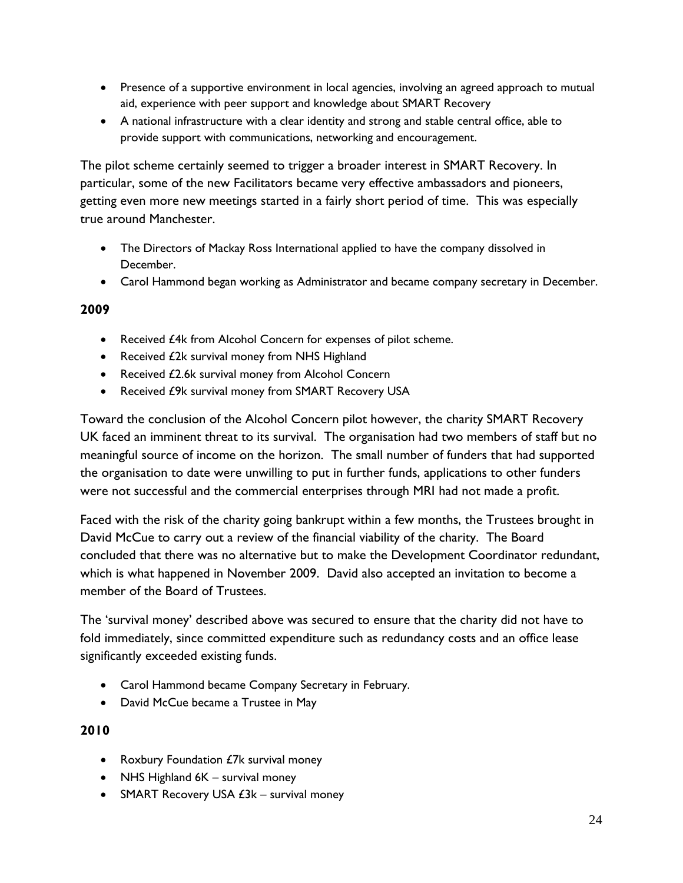- Presence of a supportive environment in local agencies, involving an agreed approach to mutual aid, experience with peer support and knowledge about SMART Recovery
- A national infrastructure with a clear identity and strong and stable central office, able to provide support with communications, networking and encouragement.

The pilot scheme certainly seemed to trigger a broader interest in SMART Recovery. In particular, some of the new Facilitators became very effective ambassadors and pioneers, getting even more new meetings started in a fairly short period of time. This was especially true around Manchester.

- The Directors of Mackay Ross International applied to have the company dissolved in December.
- Carol Hammond began working as Administrator and became company secretary in December.

**2009**

- Received £4k from Alcohol Concern for expenses of pilot scheme.
- Received £2k survival money from NHS Highland
- Received £2.6k survival money from Alcohol Concern
- Received £9k survival money from SMART Recovery USA

Toward the conclusion of the Alcohol Concern pilot however, the charity SMART Recovery UK faced an imminent threat to its survival. The organisation had two members of staff but no meaningful source of income on the horizon. The small number of funders that had supported the organisation to date were unwilling to put in further funds, applications to other funders were not successful and the commercial enterprises through MRI had not made a profit.

Faced with the risk of the charity going bankrupt within a few months, the Trustees brought in David McCue to carry out a review of the financial viability of the charity. The Board concluded that there was no alternative but to make the Development Coordinator redundant, which is what happened in November 2009. David also accepted an invitation to become a member of the Board of Trustees.

The 'survival money' described above was secured to ensure that the charity did not have to fold immediately, since committed expenditure such as redundancy costs and an office lease significantly exceeded existing funds.

- Carol Hammond became Company Secretary in February.
- David McCue became a Trustee in May

**2010**

- Roxbury Foundation £7k survival money
- NHS Highland 6K – survival money
- SMART Recovery USA £3k – survival money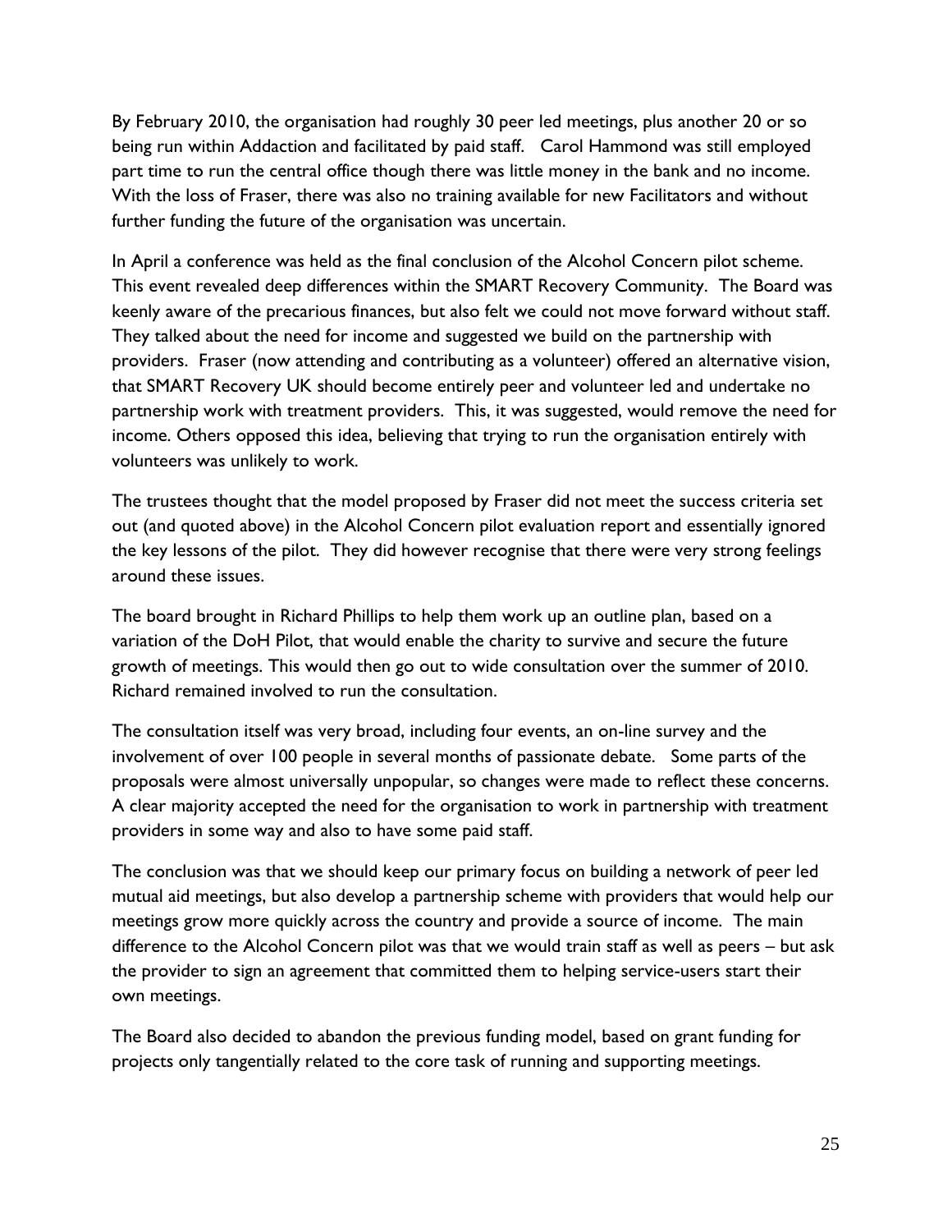By February 2010, the organisation had roughly 30 peer led meetings, plus another 20 or so being run within Addaction and facilitated by paid staff. Carol Hammond was still employed part time to run the central office though there was little money in the bank and no income. With the loss of Fraser, there was also no training available for new Facilitators and without further funding the future of the organisation was uncertain.

In April a conference was held as the final conclusion of the Alcohol Concern pilot scheme. This event revealed deep differences within the SMART Recovery Community. The Board was keenly aware of the precarious finances, but also felt we could not move forward without staff. They talked about the need for income and suggested we build on the partnership with providers. Fraser (now attending and contributing as a volunteer) offered an alternative vision, that SMART Recovery UK should become entirely peer and volunteer led and undertake no partnership work with treatment providers. This, it was suggested, would remove the need for income. Others opposed this idea, believing that trying to run the organisation entirely with volunteers was unlikely to work.

The trustees thought that the model proposed by Fraser did not meet the success criteria set out (and quoted above) in the Alcohol Concern pilot evaluation report and essentially ignored the key lessons of the pilot. They did however recognise that there were very strong feelings around these issues.

The board brought in Richard Phillips to help them work up an outline plan, based on a variation of the DoH Pilot, that would enable the charity to survive and secure the future growth of meetings. This would then go out to wide consultation over the summer of 2010. Richard remained involved to run the consultation.

The consultation itself was very broad, including four events, an on-line survey and the involvement of over 100 people in several months of passionate debate. Some parts of the proposals were almost universally unpopular, so changes were made to reflect these concerns. A clear majority accepted the need for the organisation to work in partnership with treatment providers in some way and also to have some paid staff.

The conclusion was that we should keep our primary focus on building a network of peer led mutual aid meetings, but also develop a partnership scheme with providers that would help our meetings grow more quickly across the country and provide a source of income. The main difference to the Alcohol Concern pilot was that we would train staff as well as peers – but ask the provider to sign an agreement that committed them to helping service-users start their own meetings.

The Board also decided to abandon the previous funding model, based on grant funding for projects only tangentially related to the core task of running and supporting meetings.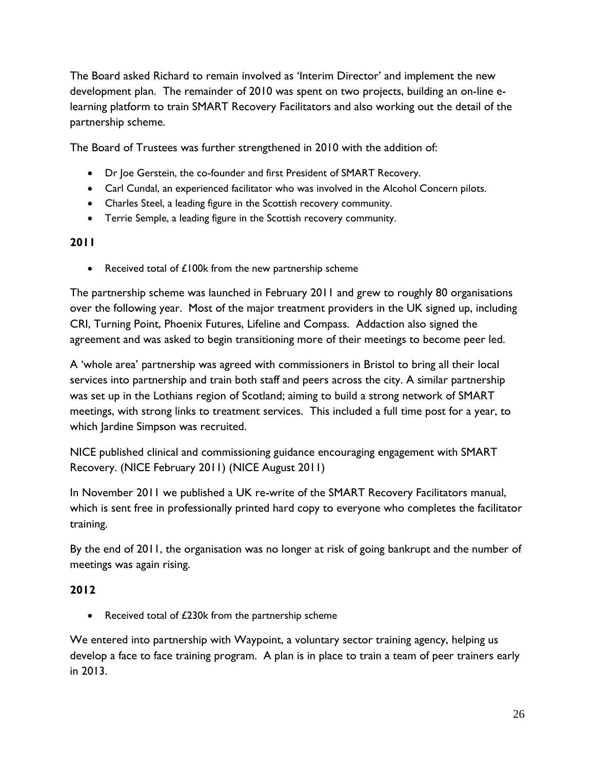The Board asked Richard to remain involved as 'Interim Director' and implement the new development plan. The remainder of 2010 was spent on two projects, building an on-line e-learning platform to train SMART Recovery Facilitators and also working out the detail of the partnership scheme.

The Board of Trustees was further strengthened in 2010 with the addition of:

- Dr Joe Gerstein, the co-founder and first President of SMART Recovery.
- Carl Cundal, an experienced facilitator who was involved in the Alcohol Concern pilots.
- Charles Steel, a leading figure in the Scottish recovery community.
- Terrie Semple, a leading figure in the Scottish recovery community.

**2011**

- Received total of £100k from the new partnership scheme

The partnership scheme was launched in February 2011 and grew to roughly 80 organisations over the following year. Most of the major treatment providers in the UK signed up, including CRI, Turning Point, Phoenix Futures, Lifeline and Compass. Addaction also signed the agreement and was asked to begin transitioning more of their meetings to become peer led.

A 'whole area' partnership was agreed with commissioners in Bristol to bring all their local services into partnership and train both staff and peers across the city. A similar partnership was set up in the Lothians region of Scotland; aiming to build a strong network of SMART meetings, with strong links to treatment services. This included a full time post for a year, to which Jardine Simpson was recruited.

NICE published clinical and commissioning guidance encouraging engagement with SMART Recovery. (NICE February 2011) (NICE August 2011)

In November 2011 we published a UK re-write of the SMART Recovery Facilitators manual, which is sent free in professionally printed hard copy to everyone who completes the facilitator training.

By the end of 2011, the organisation was no longer at risk of going bankrupt and the number of meetings was again rising.

**2012**

- Received total of £230k from the partnership scheme

We entered into partnership with Waypoint, a voluntary sector training agency, helping us develop a face to face training program. A plan is in place to train a team of peer trainers early in 2013.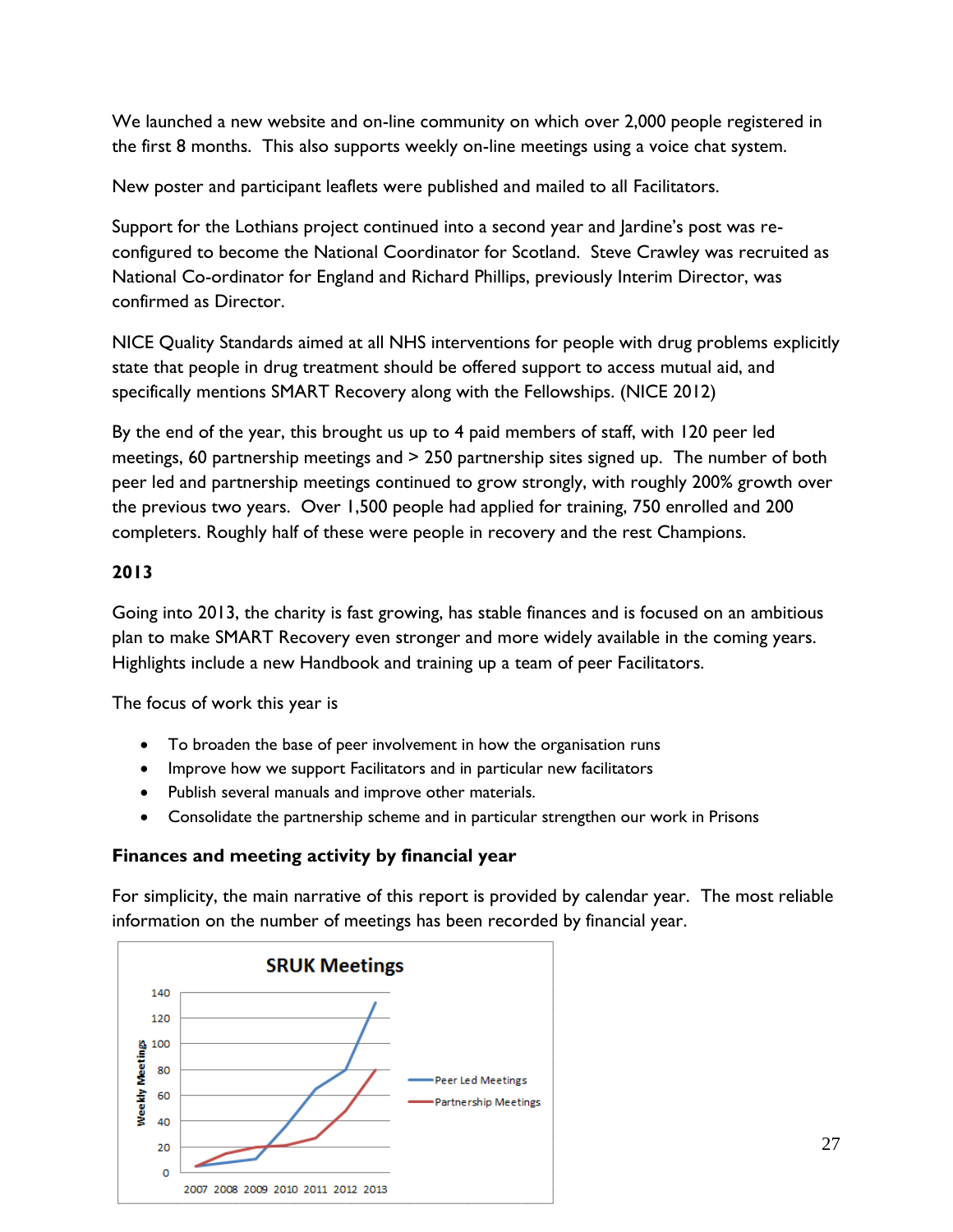We launched a new website and on-line community on which over 2,000 people registered in the first 8 months. This also supports weekly on-line meetings using a voice chat system.

New poster and participant leaflets were published and mailed to all Facilitators.

Support for the Lothians project continued into a second year and Jardine's post was re-configured to become the National Coordinator for Scotland. Steve Crawley was recruited as National Co-ordinator for England and Richard Phillips, previously Interim Director, was confirmed as Director.

NICE Quality Standards aimed at all NHS interventions for people with drug problems explicitly state that people in drug treatment should be offered support to access mutual aid, and specifically mentions SMART Recovery along with the Fellowships. (NICE 2012)

By the end of the year, this brought us up to 4 paid members of staff, with 120 peer led meetings, 60 partnership meetings and > 250 partnership sites signed up. The number of both peer led and partnership meetings continued to grow strongly, with roughly 200% growth over the previous two years. Over 1,500 people had applied for training, 750 enrolled and 200 completers. Roughly half of these were people in recovery and the rest Champions.

**2013**

Going into 2013, the charity is fast growing, has stable finances and is focused on an ambitious plan to make SMART Recovery even stronger and more widely available in the coming years. Highlights include a new Handbook and training up a team of peer Facilitators.

The focus of work this year is

- To broaden the base of peer involvement in how the organisation runs
- Improve how we support Facilitators and in particular new facilitators
- Publish several manuals and improve other materials.
- Consolidate the partnership scheme and in particular strengthen our work in Prisons

**Finances and meeting activity by financial year**

For simplicity, the main narrative of this report is provided by calendar year. The most reliable information on the number of meetings has been recorded by financial year.

SRUK Meetings

Weekly Meetings

0
20
40
60
80
100
120
140

2007 2008 2009 2010 2011 2012 2013

Peer Led Meetings
Partnership Meetings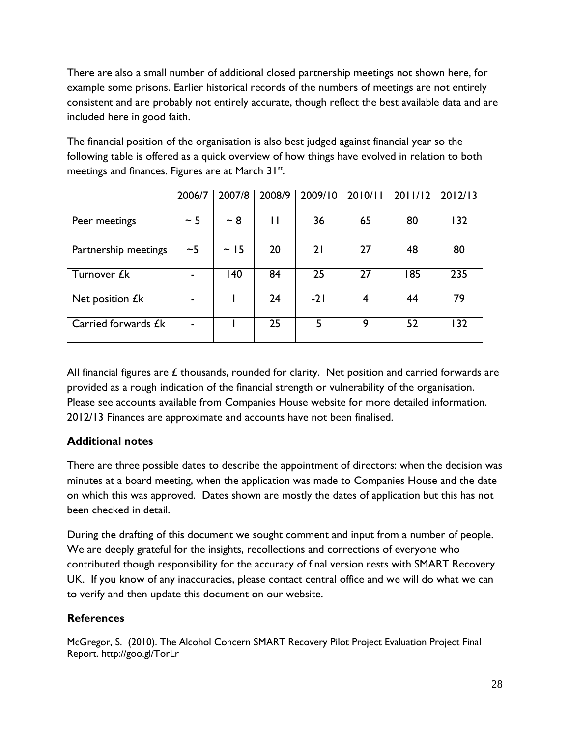There are also a small number of additional closed partnership meetings not shown here, for example some prisons. Earlier historical records of the numbers of meetings are not entirely consistent and are probably not entirely accurate, though reflect the best available data and are included here in good faith.

The financial position of the organisation is also best judged against financial year so the following table is offered as a quick overview of how things have evolved in relation to both meetings and finances. Figures are at March 31st.

| | 2006/7 | 2007/8 | 2008/9 | 2009/10 | 2010/11 | 2011/12 | 2012/13 |
|---|---|---|---|---|---|---|---|
| Peer meetings | ~ 5 | ~ 8 | 11 | 36 | 65 | 80 | 132 |
| Partnership meetings | ~5 | ~ 15 | 20 | 21 | 27 | 48 | 80 |
| Turnover £k | - | 140 | 84 | 25 | 27 | 185 | 235 |
| Net position £k | - | 1 | 24 | -21 | 4 | 44 | 79 |
| Carried forwards £k | - | 1 | 25 | 5 | 9 | 52 | 132 |

All financial figures are £ thousands, rounded for clarity. Net position and carried forwards are provided as a rough indication of the financial strength or vulnerability of the organisation. Please see accounts available from Companies House website for more detailed information. 2012/13 Finances are approximate and accounts have not been finalised.

### Additional notes

There are three possible dates to describe the appointment of directors: when the decision was minutes at a board meeting, when the application was made to Companies House and the date on which this was approved. Dates shown are mostly the dates of application but this has not been checked in detail.

During the drafting of this document we sought comment and input from a number of people. We are deeply grateful for the insights, recollections and corrections of everyone who contributed though responsibility for the accuracy of final version rests with SMART Recovery UK. If you know of any inaccuracies, please contact central office and we will do what we can to verify and then update this document on our website.

### References

McGregor, S. (2010). The Alcohol Concern SMART Recovery Pilot Project Evaluation Project Final Report. http://goo.gl/TorLr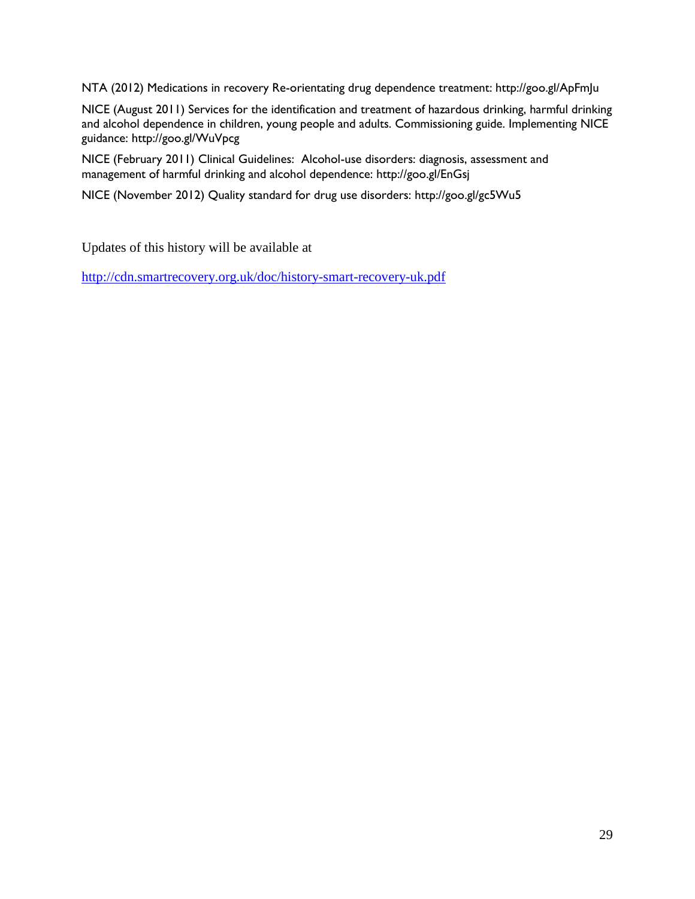NTA (2012) Medications in recovery Re-orientating drug dependence treatment: http://goo.gl/ApFmJu

NICE (August 2011) Services for the identification and treatment of hazardous drinking, harmful drinking and alcohol dependence in children, young people and adults. Commissioning guide. Implementing NICE guidance: http://goo.gl/WuVpcg

NICE (February 2011) Clinical Guidelines: Alcohol-use disorders: diagnosis, assessment and management of harmful drinking and alcohol dependence: http://goo.gl/EnGsj

NICE (November 2012) Quality standard for drug use disorders: http://goo.gl/gc5Wu5

Updates of this history will be available at

http://cdn.smartrecovery.org.uk/doc/history-smart-recovery-uk.pdf